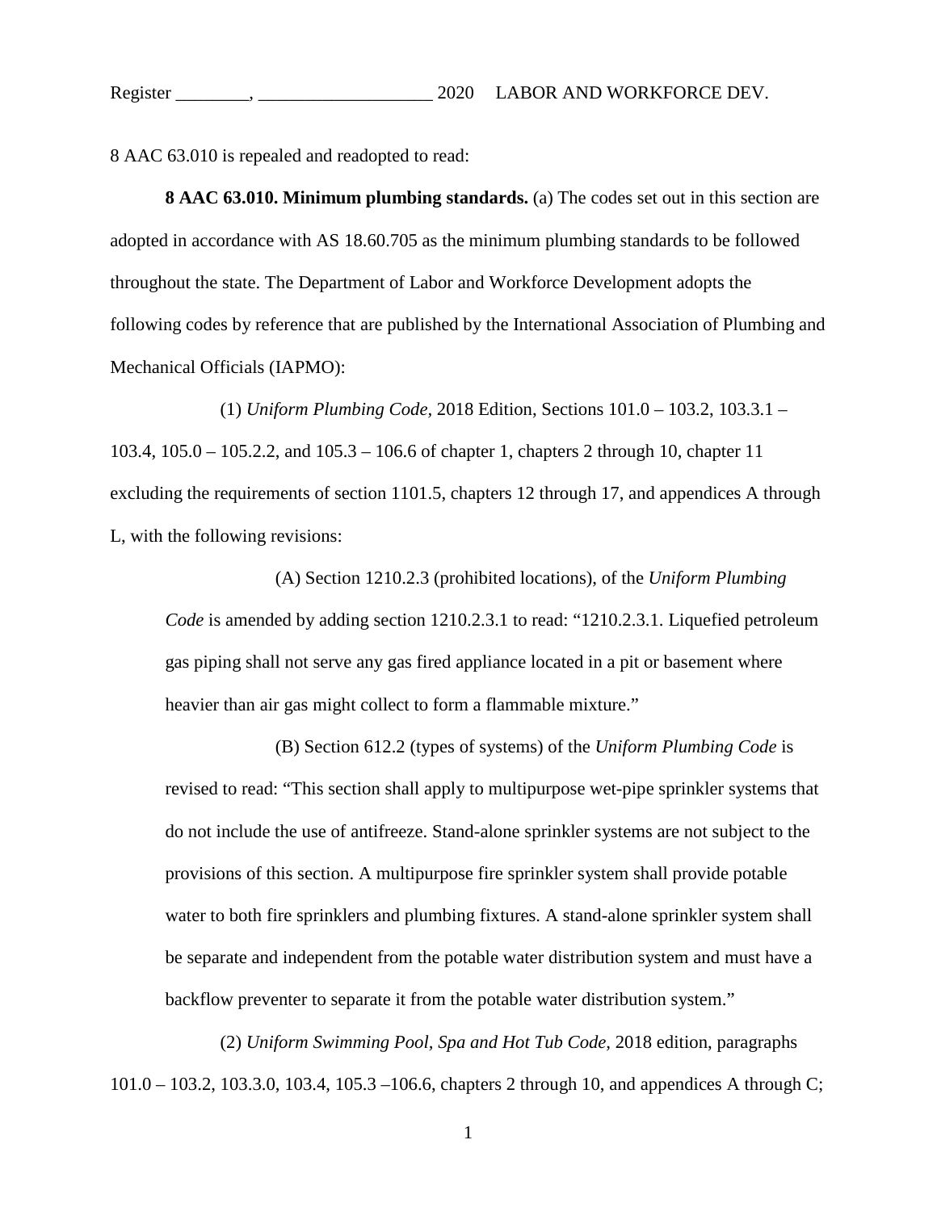8 AAC 63.010 is repealed and readopted to read:

**8 AAC 63.010. Minimum plumbing standards.** (a) The codes set out in this section are adopted in accordance with AS 18.60.705 as the minimum plumbing standards to be followed throughout the state. The Department of Labor and Workforce Development adopts the following codes by reference that are published by the International Association of Plumbing and Mechanical Officials (IAPMO):

(1) *Uniform Plumbing Code*, 2018 Edition, Sections 101.0 – 103.2, 103.3.1 – 103.4, 105.0 – 105.2.2, and 105.3 – 106.6 of chapter 1, chapters 2 through 10, chapter 11 excluding the requirements of section 1101.5, chapters 12 through 17, and appendices A through L, with the following revisions:

(A) Section 1210.2.3 (prohibited locations), of the *Uniform Plumbing Code* is amended by adding section 1210.2.3.1 to read: "1210.2.3.1. Liquefied petroleum gas piping shall not serve any gas fired appliance located in a pit or basement where heavier than air gas might collect to form a flammable mixture."

(B) Section 612.2 (types of systems) of the *Uniform Plumbing Code* is revised to read: "This section shall apply to multipurpose wet-pipe sprinkler systems that do not include the use of antifreeze. Stand-alone sprinkler systems are not subject to the provisions of this section. A multipurpose fire sprinkler system shall provide potable water to both fire sprinklers and plumbing fixtures. A stand-alone sprinkler system shall be separate and independent from the potable water distribution system and must have a backflow preventer to separate it from the potable water distribution system."

(2) *Uniform Swimming Pool, Spa and Hot Tub Code*, 2018 edition, paragraphs 101.0 – 103.2, 103.3.0, 103.4, 105.3 –106.6, chapters 2 through 10, and appendices A through C;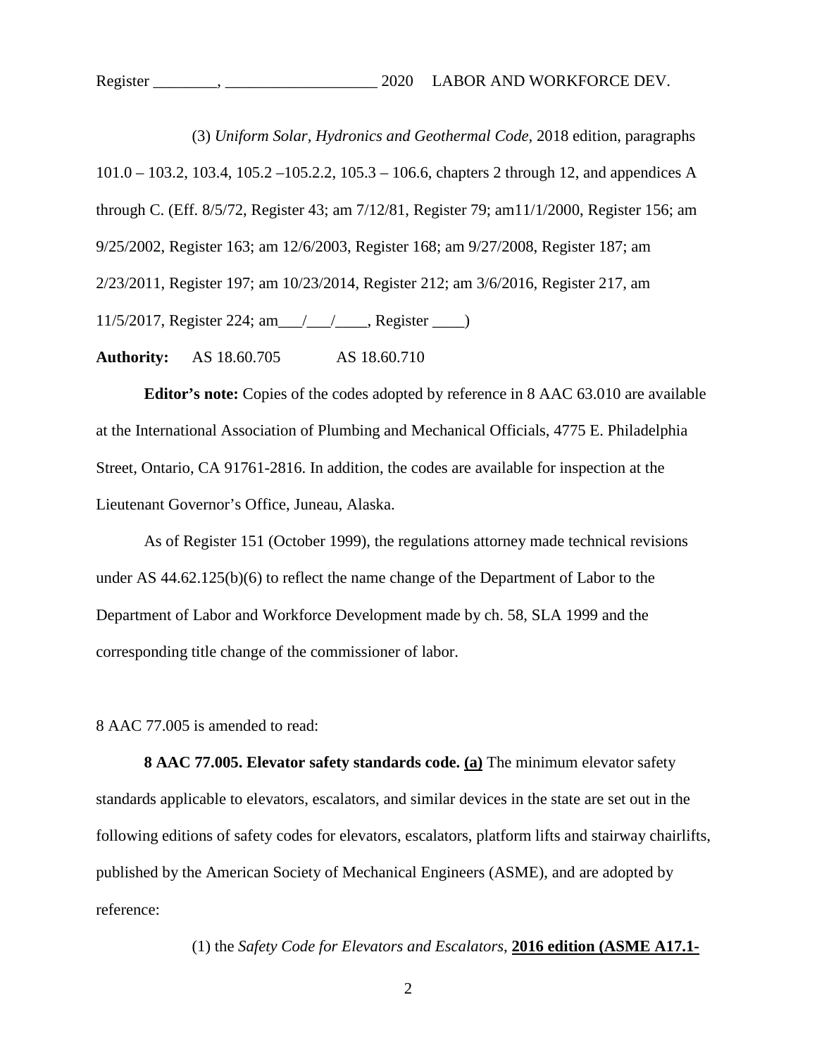(3) *Uniform Solar, Hydronics and Geothermal Code*, 2018 edition, paragraphs 101.0 – 103.2, 103.4, 105.2 –105.2.2, 105.3 – 106.6, chapters 2 through 12, and appendices A through C. (Eff. 8/5/72, Register 43; am 7/12/81, Register 79; am11/1/2000, Register 156; am 9/25/2002, Register 163; am 12/6/2003, Register 168; am 9/27/2008, Register 187; am 2/23/2011, Register 197; am 10/23/2014, Register 212; am 3/6/2016, Register 217, am 11/5/2017, Register 224; am___/___/____, Register ____)

**Authority:** AS 18.60.705 AS 18.60.710

**Editor's note:** Copies of the codes adopted by reference in 8 AAC 63.010 are available at the International Association of Plumbing and Mechanical Officials, 4775 E. Philadelphia Street, Ontario, CA 91761-2816. In addition, the codes are available for inspection at the Lieutenant Governor's Office, Juneau, Alaska.

As of Register 151 (October 1999), the regulations attorney made technical revisions under AS 44.62.125(b)(6) to reflect the name change of the Department of Labor to the Department of Labor and Workforce Development made by ch. 58, SLA 1999 and the corresponding title change of the commissioner of labor.

8 AAC 77.005 is amended to read:

**8 AAC 77.005. Elevator safety standards code.** **<u>(a)</u>** The minimum elevator safety standards applicable to elevators, escalators, and similar devices in the state are set out in the following editions of safety codes for elevators, escalators, platform lifts and stairway chairlifts, published by the American Society of Mechanical Engineers (ASME), and are adopted by reference:

(1) the *Safety Code for Elevators and Escalators*, **<u>2016 edition (ASME A17.1-</u>**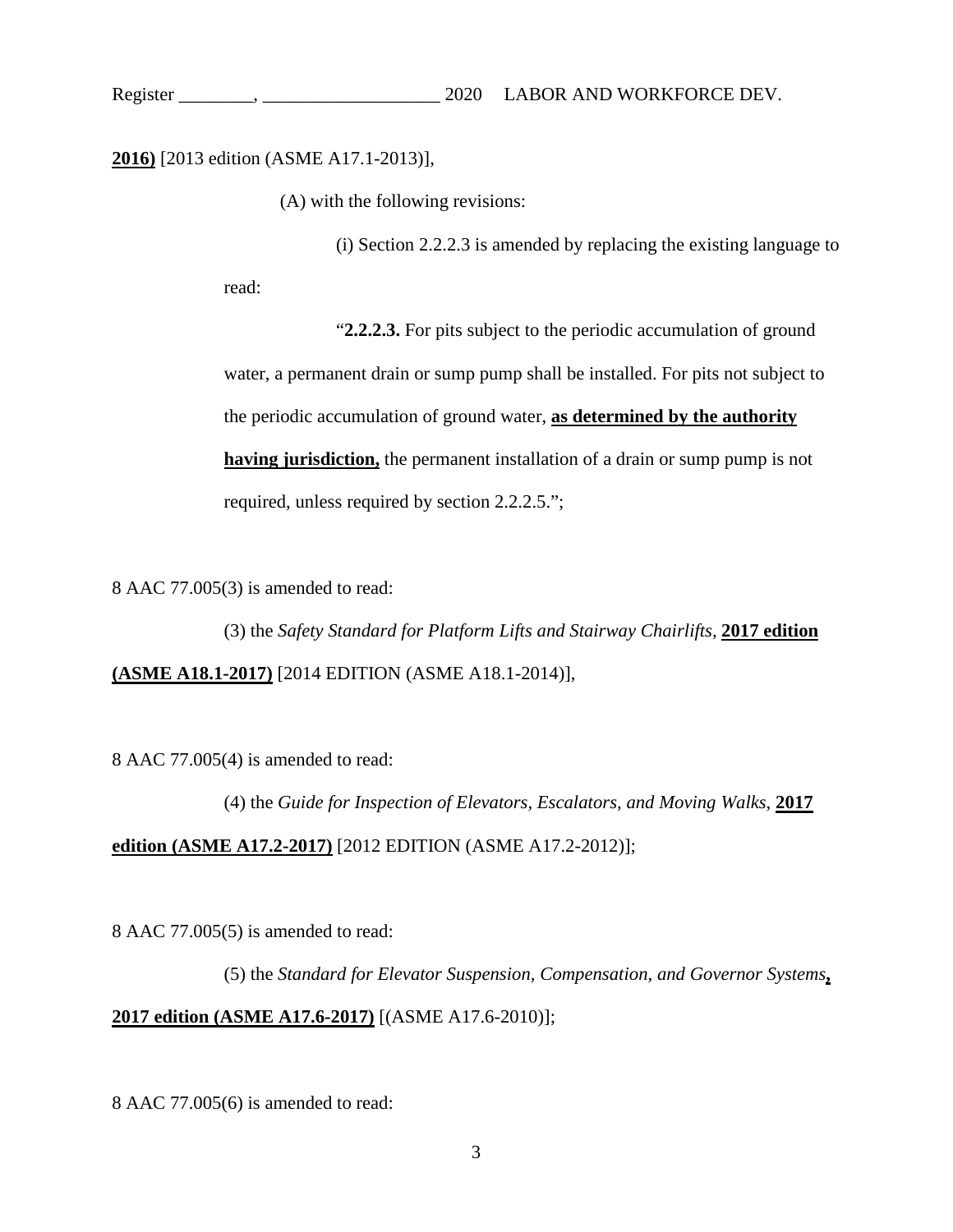**2016)** [2013 edition (ASME A17.1-2013)],

(A) with the following revisions:

(i) Section 2.2.2.3 is amended by replacing the existing language to read:

"**2.2.2.3.** For pits subject to the periodic accumulation of ground water, a permanent drain or sump pump shall be installed. For pits not subject to the periodic accumulation of ground water, **as determined by the authority having jurisdiction,** the permanent installation of a drain or sump pump is not required, unless required by section 2.2.2.5.";

8 AAC 77.005(3) is amended to read:

(3) the *Safety Standard for Platform Lifts and Stairway Chairlifts*, **2017 edition (ASME A18.1-2017)** [2014 EDITION (ASME A18.1-2014)],

8 AAC 77.005(4) is amended to read:

(4) the *Guide for Inspection of Elevators, Escalators, and Moving Walks*, **2017 edition (ASME A17.2-2017)** [2012 EDITION (ASME A17.2-2012)];

8 AAC 77.005(5) is amended to read:

(5) the *Standard for Elevator Suspension, Compensation, and Governor Systems***, 2017 edition (ASME A17.6-2017)** [(ASME A17.6-2010)];

8 AAC 77.005(6) is amended to read: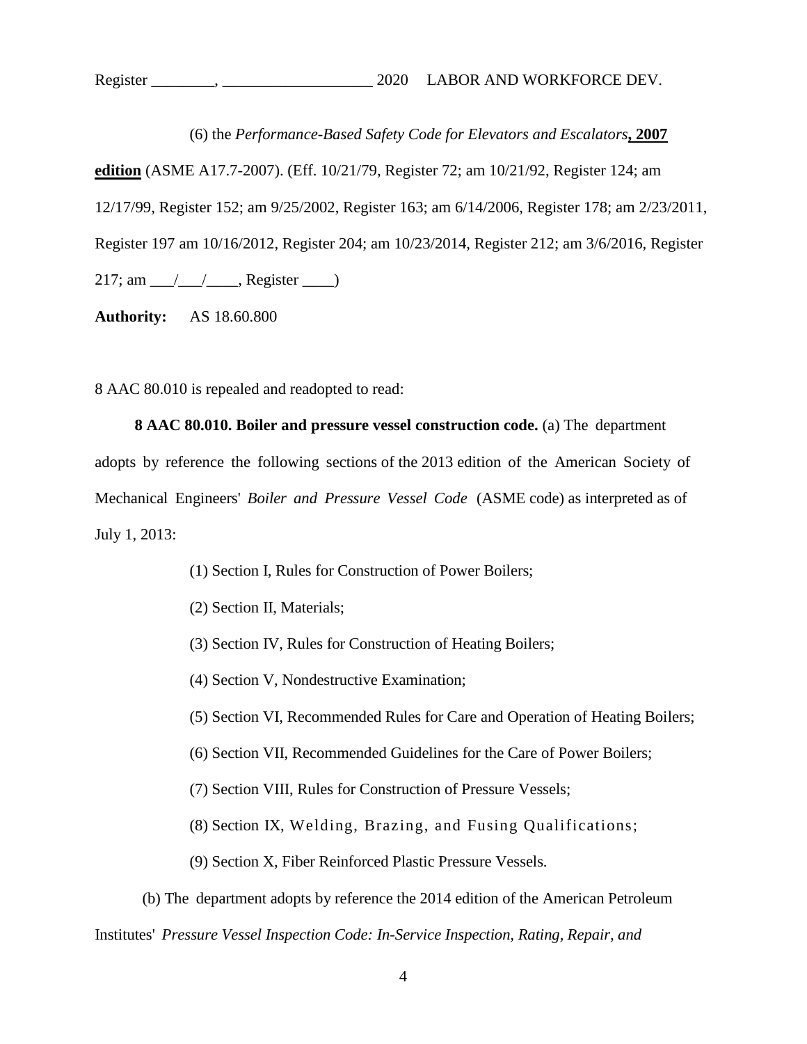(6) the *Performance-Based Safety Code for Elevators and Escalators***, 2007 edition** (ASME A17.7-2007). (Eff. 10/21/79, Register 72; am 10/21/92, Register 124; am 12/17/99, Register 152; am 9/25/2002, Register 163; am 6/14/2006, Register 178; am 2/23/2011, Register 197 am 10/16/2012, Register 204; am 10/23/2014, Register 212; am 3/6/2016, Register 217; am ___/___/____, Register ____)

**Authority:** AS 18.60.800

8 AAC 80.010 is repealed and readopted to read:

**8 AAC 80.010. Boiler and pressure vessel construction code.** (a) The department adopts by reference the following sections of the 2013 edition of the American Society of Mechanical Engineers' *Boiler and Pressure Vessel Code* (ASME code) as interpreted as of July 1, 2013:

(1) Section I, Rules for Construction of Power Boilers;

(2) Section II, Materials;

(3) Section IV, Rules for Construction of Heating Boilers;

(4) Section V, Nondestructive Examination;

(5) Section VI, Recommended Rules for Care and Operation of Heating Boilers;

(6) Section VII, Recommended Guidelines for the Care of Power Boilers;

(7) Section VIII, Rules for Construction of Pressure Vessels;

(8) Section IX, Welding, Brazing, and Fusing Qualifications;

(9) Section X, Fiber Reinforced Plastic Pressure Vessels.

(b) The department adopts by reference the 2014 edition of the American Petroleum Institutes' *Pressure Vessel Inspection Code: In-Service Inspection, Rating, Repair, and*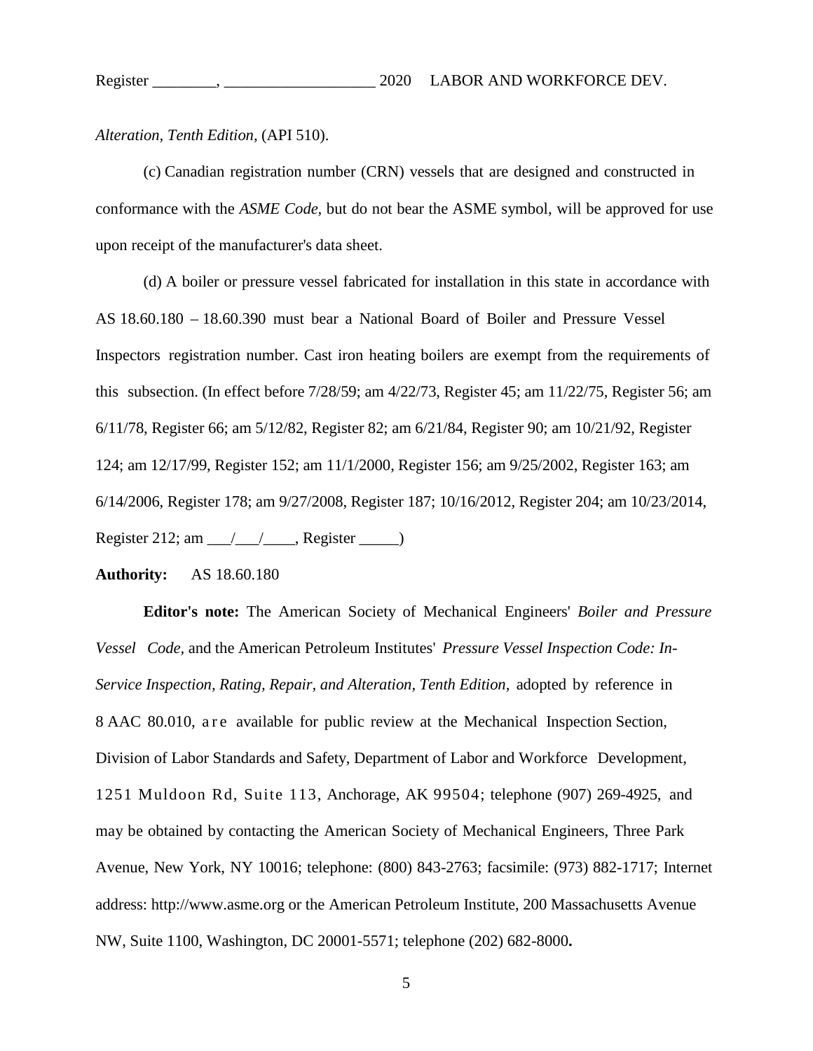*Alteration, Tenth Edition,* (API 510).

(c) Canadian registration number (CRN) vessels that are designed and constructed in conformance with the *ASME Code,* but do not bear the ASME symbol, will be approved for use upon receipt of the manufacturer's data sheet.

(d) A boiler or pressure vessel fabricated for installation in this state in accordance with AS 18.60.180 – 18.60.390 must bear a National Board of Boiler and Pressure Vessel Inspectors registration number. Cast iron heating boilers are exempt from the requirements of this subsection. (In effect before 7/28/59; am 4/22/73, Register 45; am 11/22/75, Register 56; am 6/11/78, Register 66; am 5/12/82, Register 82; am 6/21/84, Register 90; am 10/21/92, Register 124; am 12/17/99, Register 152; am 11/1/2000, Register 156; am 9/25/2002, Register 163; am 6/14/2006, Register 178; am 9/27/2008, Register 187; 10/16/2012, Register 204; am 10/23/2014, Register 212; am ___/___/____, Register _____)

**Authority:** AS 18.60.180

**Editor's note:** The American Society of Mechanical Engineers' *Boiler and Pressure Vessel Code,* and the American Petroleum Institutes' *Pressure Vessel Inspection Code: In-Service Inspection, Rating, Repair, and Alteration, Tenth Edition,* adopted by reference in 8 AAC 80.010, are available for public review at the Mechanical Inspection Section, Division of Labor Standards and Safety, Department of Labor and Workforce Development, 1251 Muldoon Rd, Suite 113, Anchorage, AK 99504; telephone (907) 269-4925, and may be obtained by contacting the American Society of Mechanical Engineers, Three Park Avenue, New York, NY 10016; telephone: (800) 843-2763; facsimile: (973) 882-1717; Internet address: http://www.asme.org or the American Petroleum Institute, 200 Massachusetts Avenue NW, Suite 1100, Washington, DC 20001-5571; telephone (202) 682-8000**.**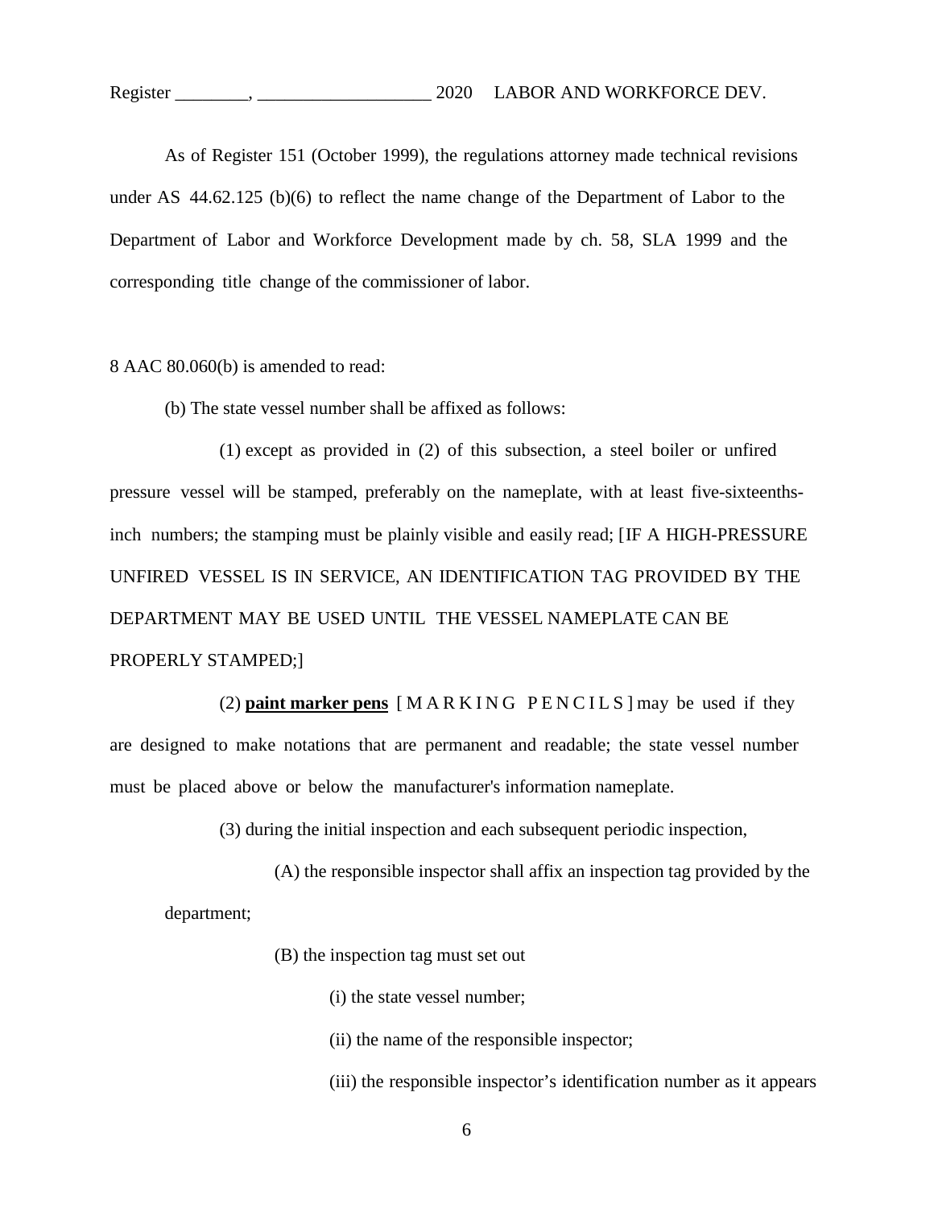As of Register 151 (October 1999), the regulations attorney made technical revisions under AS 44.62.125 (b)(6) to reflect the name change of the Department of Labor to the Department of Labor and Workforce Development made by ch. 58, SLA 1999 and the corresponding title change of the commissioner of labor.

8 AAC 80.060(b) is amended to read:

(b) The state vessel number shall be affixed as follows:

(1) except as provided in (2) of this subsection, a steel boiler or unfired pressure vessel will be stamped, preferably on the nameplate, with at least five-sixteenths-inch numbers; the stamping must be plainly visible and easily read; [IF A HIGH-PRESSURE UNFIRED VESSEL IS IN SERVICE, AN IDENTIFICATION TAG PROVIDED BY THE DEPARTMENT MAY BE USED UNTIL THE VESSEL NAMEPLATE CAN BE PROPERLY STAMPED;]

(2) **paint marker pens** [MARKING PENCILS] may be used if they are designed to make notations that are permanent and readable; the state vessel number must be placed above or below the manufacturer's information nameplate.

(3) during the initial inspection and each subsequent periodic inspection,

(A) the responsible inspector shall affix an inspection tag provided by the department;

(B) the inspection tag must set out

(i) the state vessel number;

(ii) the name of the responsible inspector;

(iii) the responsible inspector's identification number as it appears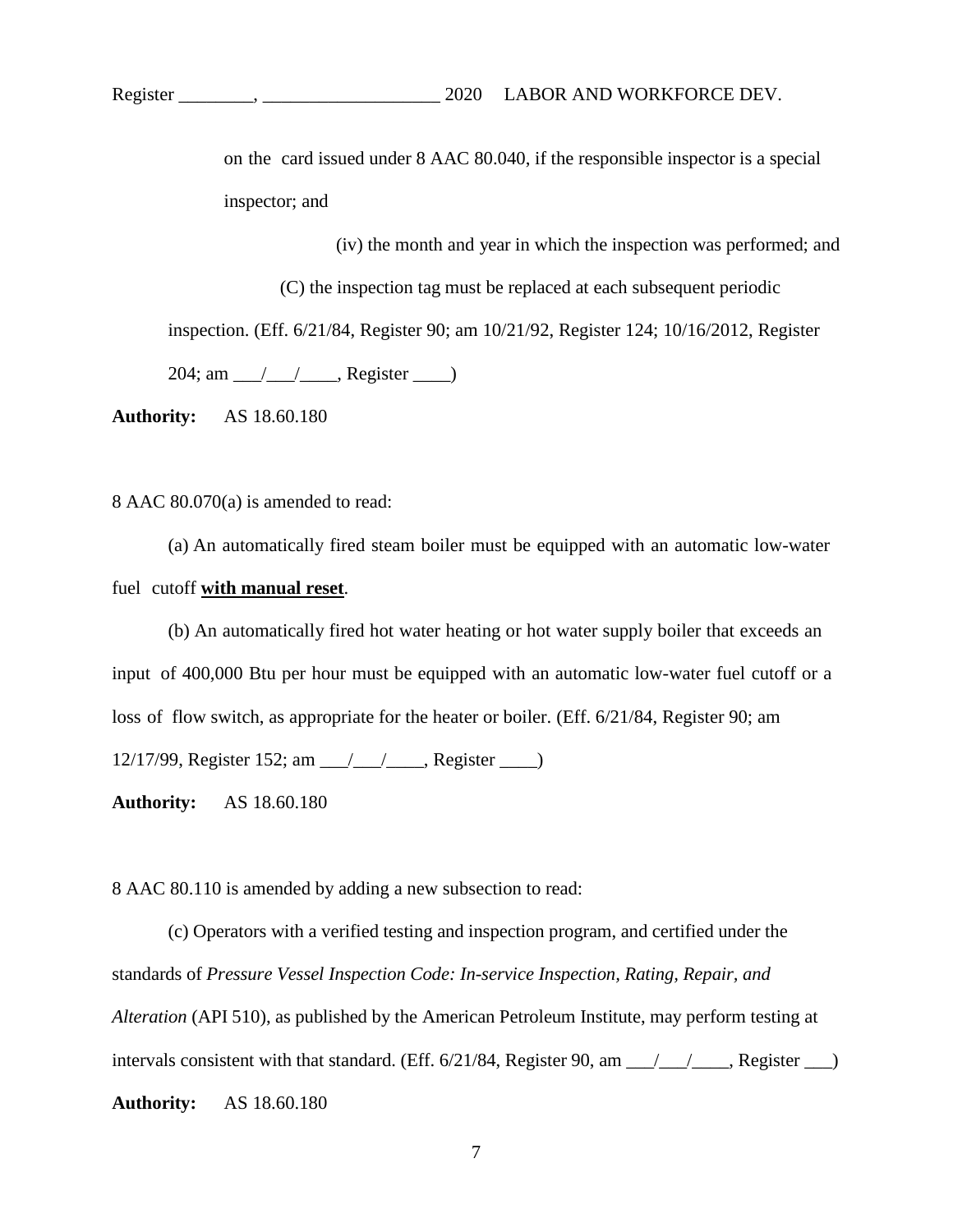on the card issued under 8 AAC 80.040, if the responsible inspector is a special inspector; and

(iv) the month and year in which the inspection was performed; and

(C) the inspection tag must be replaced at each subsequent periodic inspection. (Eff. 6/21/84, Register 90; am 10/21/92, Register 124; 10/16/2012, Register 204; am ___/___/____, Register ____)

**Authority:** AS 18.60.180

8 AAC 80.070(a) is amended to read:

(a) An automatically fired steam boiler must be equipped with an automatic low-water fuel cutoff **with manual reset**.

(b) An automatically fired hot water heating or hot water supply boiler that exceeds an input of 400,000 Btu per hour must be equipped with an automatic low-water fuel cutoff or a loss of flow switch, as appropriate for the heater or boiler. (Eff. 6/21/84, Register 90; am 12/17/99, Register 152; am ___/___/____, Register ____)

**Authority:** AS 18.60.180

8 AAC 80.110 is amended by adding a new subsection to read:

(c) Operators with a verified testing and inspection program, and certified under the standards of *Pressure Vessel Inspection Code: In-service Inspection, Rating, Repair, and Alteration* (API 510), as published by the American Petroleum Institute, may perform testing at intervals consistent with that standard. (Eff. 6/21/84, Register 90, am ___/___/____, Register ___)

**Authority:** AS 18.60.180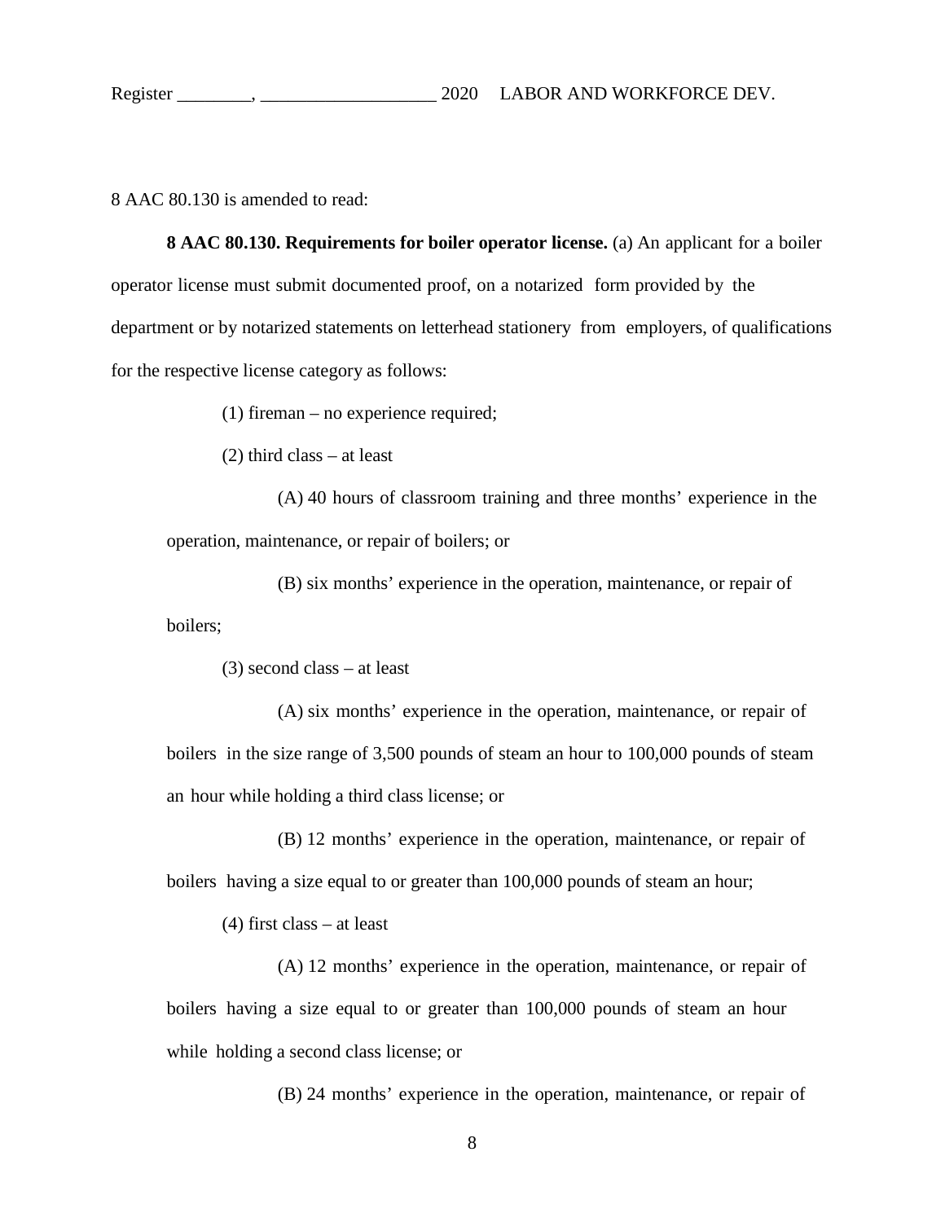8 AAC 80.130 is amended to read:

**8 AAC 80.130. Requirements for boiler operator license.** (a) An applicant for a boiler operator license must submit documented proof, on a notarized form provided by the department or by notarized statements on letterhead stationery from employers, of qualifications for the respective license category as follows:

(1) fireman – no experience required;

(2) third class – at least

(A) 40 hours of classroom training and three months' experience in the operation, maintenance, or repair of boilers; or

(B) six months' experience in the operation, maintenance, or repair of boilers;

(3) second class – at least

(A) six months' experience in the operation, maintenance, or repair of boilers in the size range of 3,500 pounds of steam an hour to 100,000 pounds of steam an hour while holding a third class license; or

(B) 12 months' experience in the operation, maintenance, or repair of boilers having a size equal to or greater than 100,000 pounds of steam an hour;

(4) first class – at least

(A) 12 months' experience in the operation, maintenance, or repair of boilers having a size equal to or greater than 100,000 pounds of steam an hour while holding a second class license; or

(B) 24 months' experience in the operation, maintenance, or repair of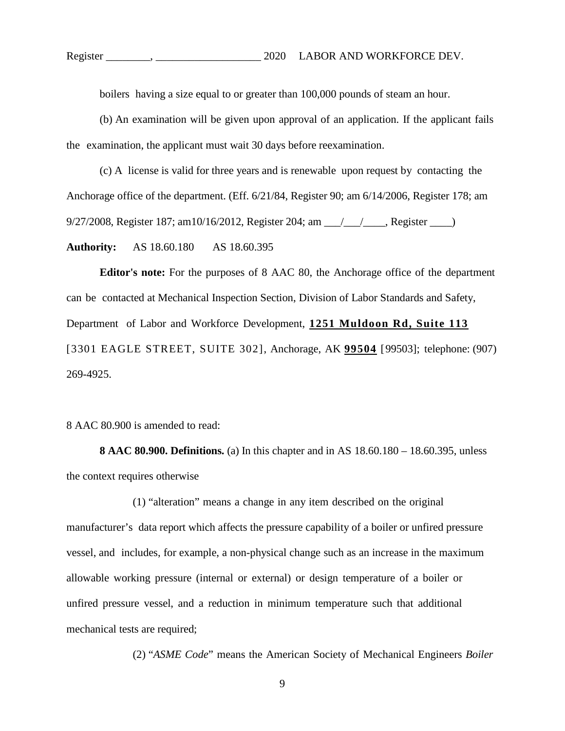boilers having a size equal to or greater than 100,000 pounds of steam an hour.

(b) An examination will be given upon approval of an application. If the applicant fails the examination, the applicant must wait 30 days before reexamination.

(c) A license is valid for three years and is renewable upon request by contacting the Anchorage office of the department. (Eff. 6/21/84, Register 90; am 6/14/2006, Register 178; am 9/27/2008, Register 187; am10/16/2012, Register 204; am \_\_\_/\_\_\_/\_\_\_\_, Register \_\_\_\_)

**Authority:** AS 18.60.180 AS 18.60.395

**Editor's note:** For the purposes of 8 AAC 80, the Anchorage office of the department can be contacted at Mechanical Inspection Section, Division of Labor Standards and Safety, Department of Labor and Workforce Development, **<u>1251 Muldoon Rd, Suite 113</u>** [3301 EAGLE STREET, SUITE 302], Anchorage, AK **<u>99504</u>** [99503]; telephone: (907) 269-4925.

8 AAC 80.900 is amended to read:

**8 AAC 80.900. Definitions.** (a) In this chapter and in AS 18.60.180 – 18.60.395, unless the context requires otherwise

(1) "alteration" means a change in any item described on the original manufacturer's data report which affects the pressure capability of a boiler or unfired pressure vessel, and includes, for example, a non-physical change such as an increase in the maximum allowable working pressure (internal or external) or design temperature of a boiler or unfired pressure vessel, and a reduction in minimum temperature such that additional mechanical tests are required;

(2) "*ASME Code*" means the American Society of Mechanical Engineers *Boiler*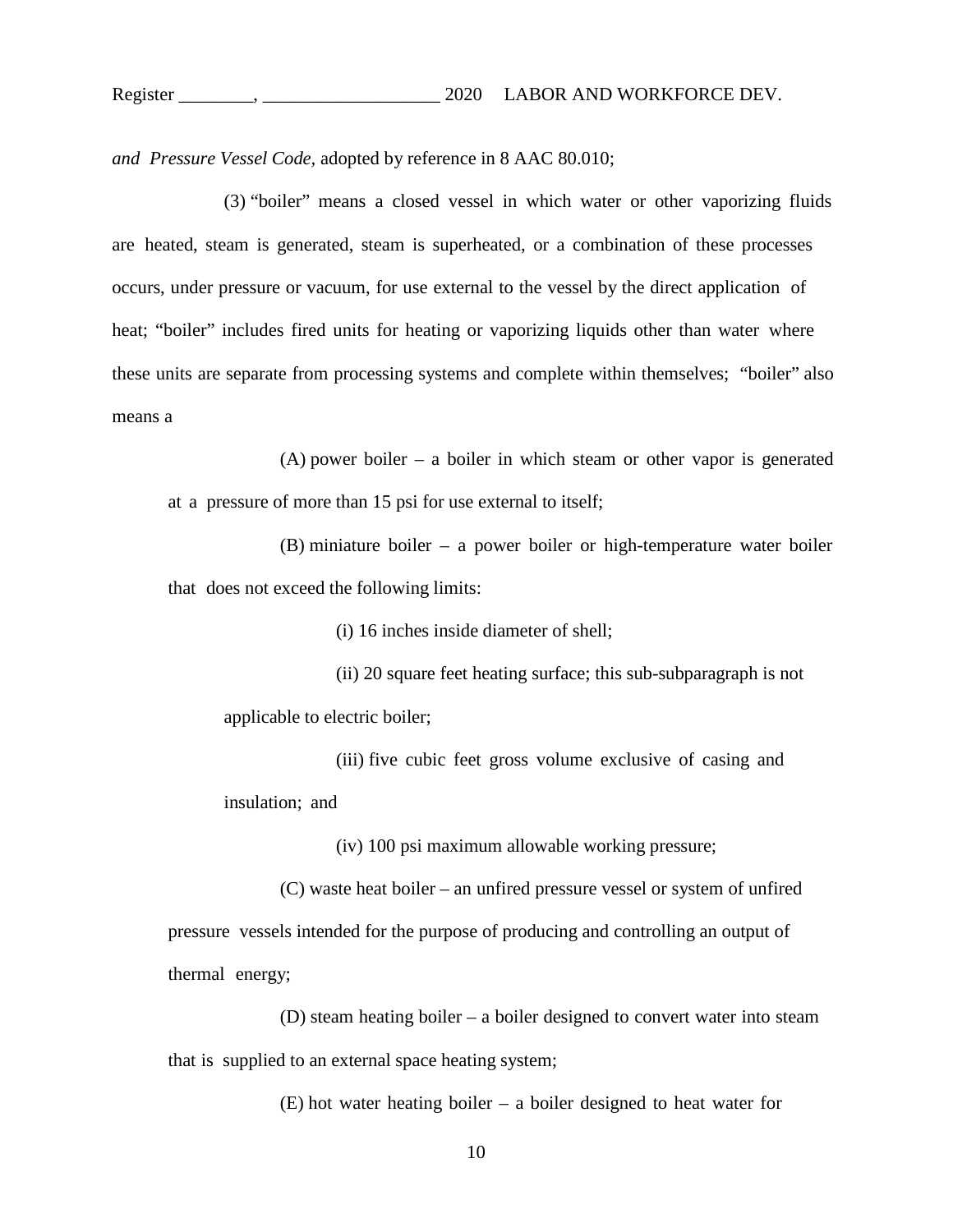*and Pressure Vessel Code*, adopted by reference in 8 AAC 80.010;

(3) "boiler" means a closed vessel in which water or other vaporizing fluids are heated, steam is generated, steam is superheated, or a combination of these processes occurs, under pressure or vacuum, for use external to the vessel by the direct application of heat; "boiler" includes fired units for heating or vaporizing liquids other than water where these units are separate from processing systems and complete within themselves; "boiler" also means a

(A) power boiler – a boiler in which steam or other vapor is generated at a pressure of more than 15 psi for use external to itself;

(B) miniature boiler – a power boiler or high-temperature water boiler that does not exceed the following limits:

(i) 16 inches inside diameter of shell;

(ii) 20 square feet heating surface; this sub-subparagraph is not applicable to electric boiler;

(iii) five cubic feet gross volume exclusive of casing and insulation; and

(iv) 100 psi maximum allowable working pressure;

(C) waste heat boiler – an unfired pressure vessel or system of unfired pressure vessels intended for the purpose of producing and controlling an output of thermal energy;

(D) steam heating boiler – a boiler designed to convert water into steam that is supplied to an external space heating system;

(E) hot water heating boiler – a boiler designed to heat water for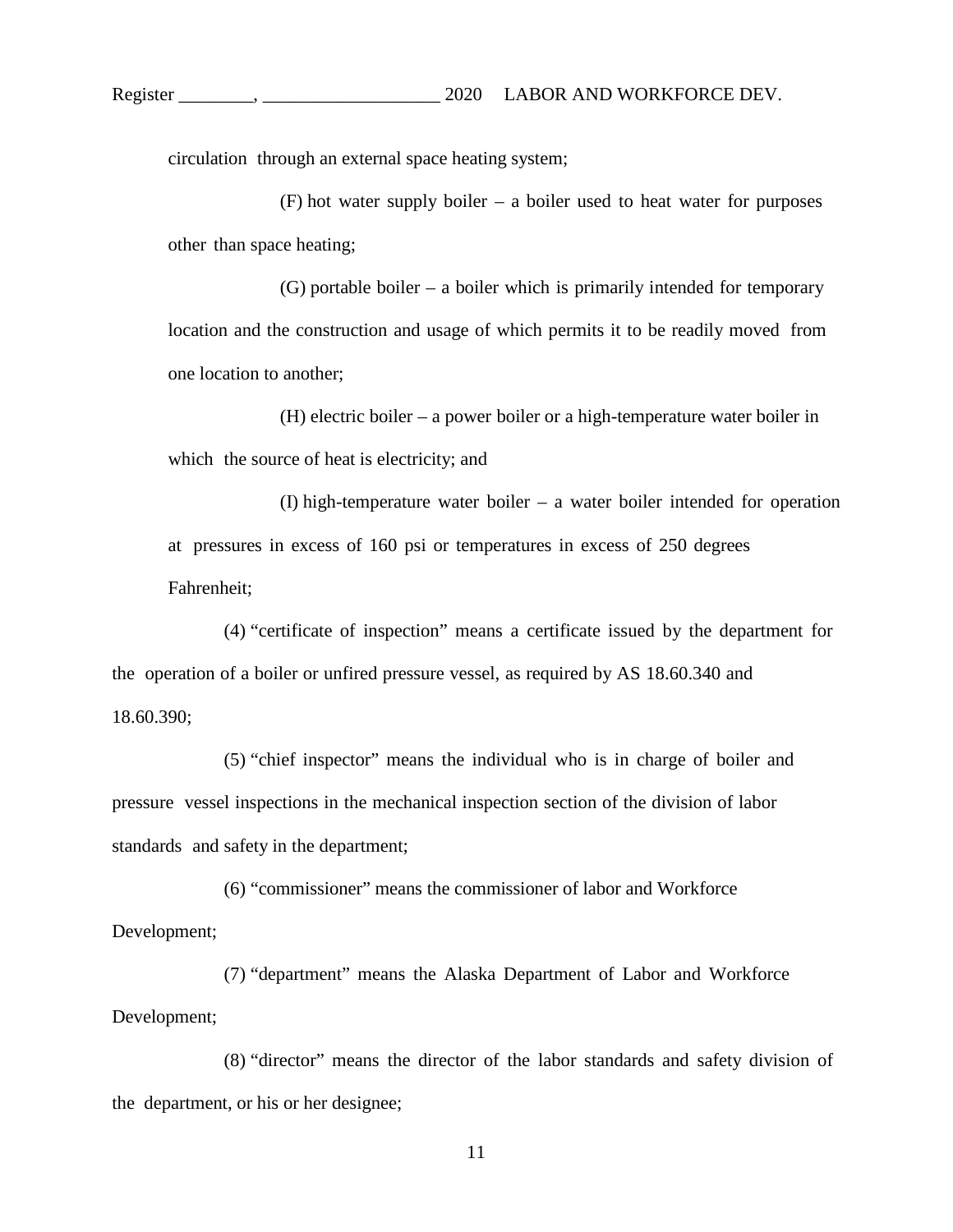circulation through an external space heating system;

(F) hot water supply boiler – a boiler used to heat water for purposes other than space heating;

(G) portable boiler – a boiler which is primarily intended for temporary location and the construction and usage of which permits it to be readily moved from one location to another;

(H) electric boiler – a power boiler or a high-temperature water boiler in which the source of heat is electricity; and

(I) high-temperature water boiler – a water boiler intended for operation at pressures in excess of 160 psi or temperatures in excess of 250 degrees Fahrenheit;

(4) "certificate of inspection" means a certificate issued by the department for the operation of a boiler or unfired pressure vessel, as required by AS 18.60.340 and 18.60.390;

(5) "chief inspector" means the individual who is in charge of boiler and pressure vessel inspections in the mechanical inspection section of the division of labor standards and safety in the department;

(6) "commissioner" means the commissioner of labor and Workforce Development;

(7) "department" means the Alaska Department of Labor and Workforce Development;

(8) "director" means the director of the labor standards and safety division of the department, or his or her designee;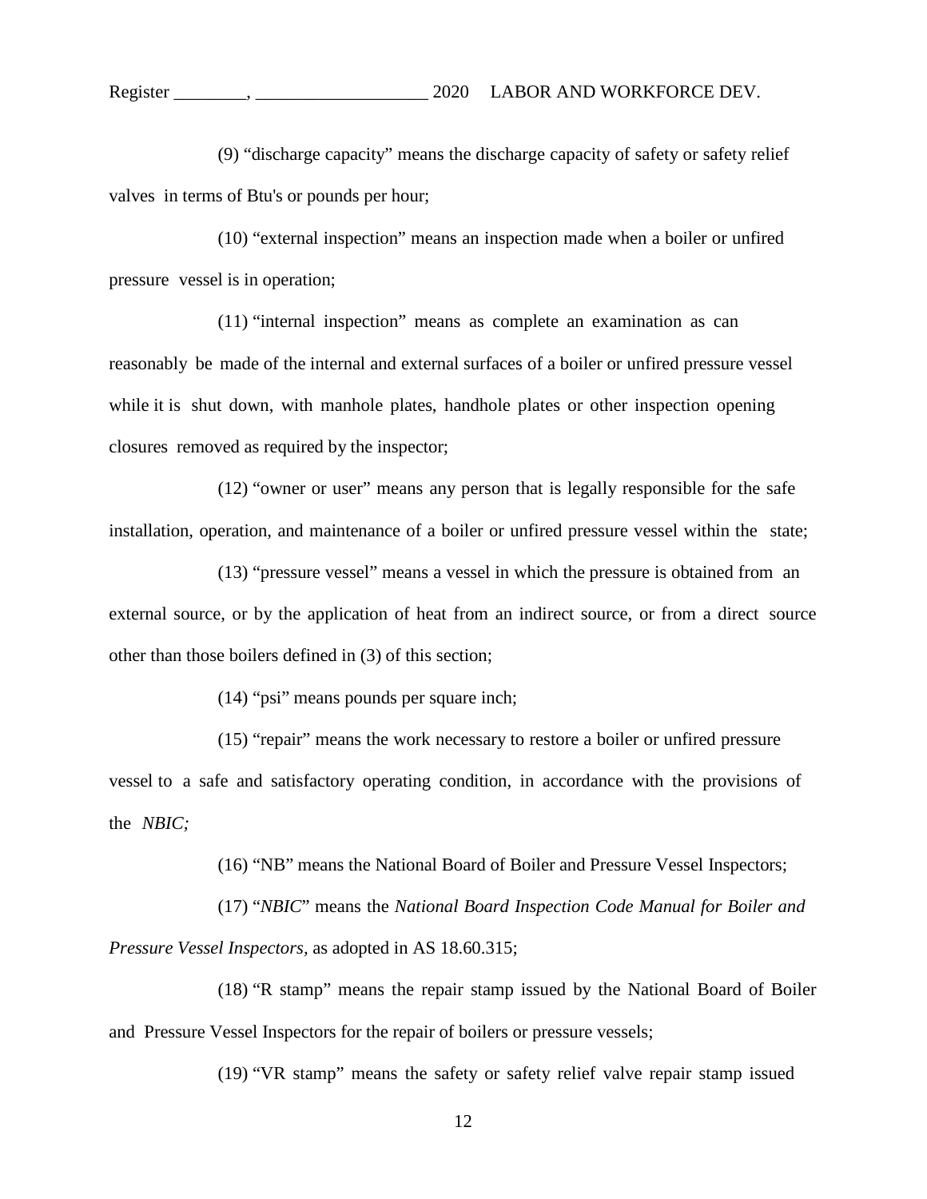(9) "discharge capacity" means the discharge capacity of safety or safety relief valves in terms of Btu's or pounds per hour;

(10) "external inspection" means an inspection made when a boiler or unfired pressure vessel is in operation;

(11) "internal inspection" means as complete an examination as can reasonably be made of the internal and external surfaces of a boiler or unfired pressure vessel while it is shut down, with manhole plates, handhole plates or other inspection opening closures removed as required by the inspector;

(12) "owner or user" means any person that is legally responsible for the safe installation, operation, and maintenance of a boiler or unfired pressure vessel within the state;

(13) "pressure vessel" means a vessel in which the pressure is obtained from an external source, or by the application of heat from an indirect source, or from a direct source other than those boilers defined in (3) of this section;

(14) "psi" means pounds per square inch;

(15) "repair" means the work necessary to restore a boiler or unfired pressure vessel to a safe and satisfactory operating condition, in accordance with the provisions of the *NBIC;*

(16) "NB" means the National Board of Boiler and Pressure Vessel Inspectors;

(17) "*NBIC*" means the *National Board Inspection Code Manual for Boiler and Pressure Vessel Inspectors,* as adopted in AS 18.60.315;

(18) "R stamp" means the repair stamp issued by the National Board of Boiler and Pressure Vessel Inspectors for the repair of boilers or pressure vessels;

(19) "VR stamp" means the safety or safety relief valve repair stamp issued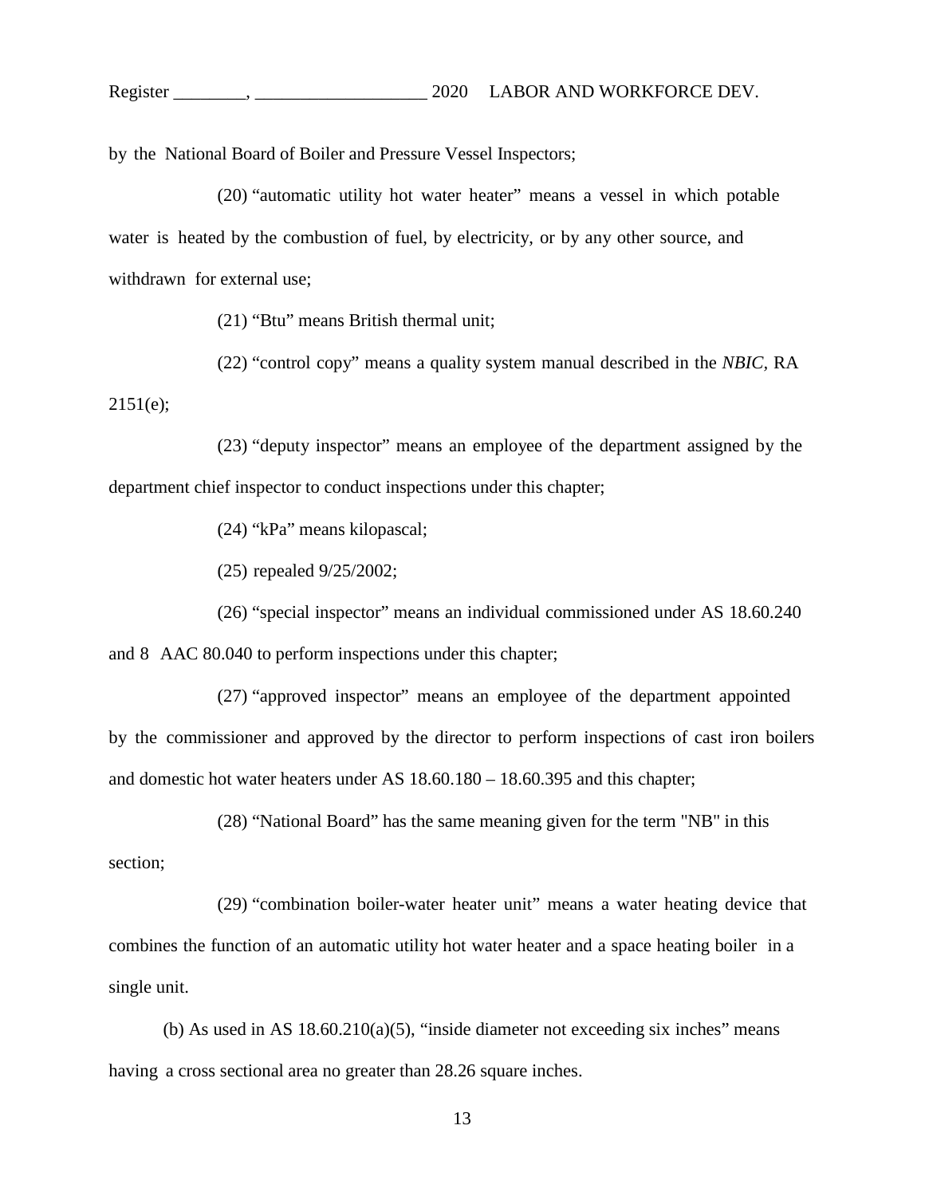by the National Board of Boiler and Pressure Vessel Inspectors;

(20) "automatic utility hot water heater" means a vessel in which potable water is heated by the combustion of fuel, by electricity, or by any other source, and withdrawn for external use;

(21) "Btu" means British thermal unit;

(22) "control copy" means a quality system manual described in the *NBIC*, RA 2151(e);

(23) "deputy inspector" means an employee of the department assigned by the department chief inspector to conduct inspections under this chapter;

(24) "kPa" means kilopascal;

(25) repealed 9/25/2002;

(26) "special inspector" means an individual commissioned under AS 18.60.240 and 8 AAC 80.040 to perform inspections under this chapter;

(27) "approved inspector" means an employee of the department appointed by the commissioner and approved by the director to perform inspections of cast iron boilers and domestic hot water heaters under AS 18.60.180 – 18.60.395 and this chapter;

(28) "National Board" has the same meaning given for the term "NB" in this section;

(29) "combination boiler-water heater unit" means a water heating device that combines the function of an automatic utility hot water heater and a space heating boiler in a single unit.

(b) As used in AS 18.60.210(a)(5), "inside diameter not exceeding six inches" means having a cross sectional area no greater than 28.26 square inches.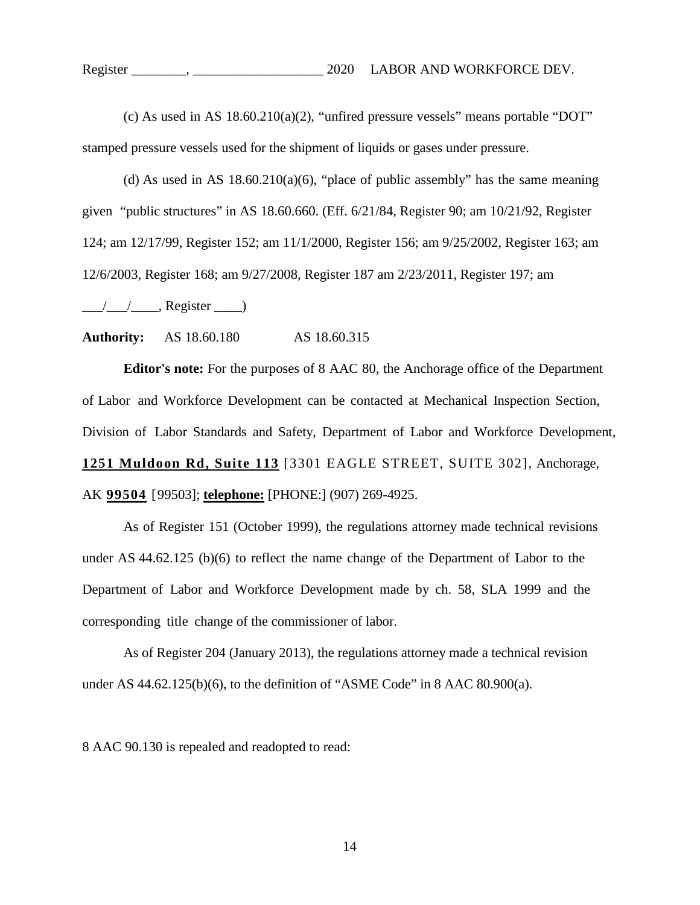(c) As used in AS 18.60.210(a)(2), "unfired pressure vessels" means portable "DOT" stamped pressure vessels used for the shipment of liquids or gases under pressure.

(d) As used in AS 18.60.210(a)(6), "place of public assembly" has the same meaning given "public structures" in AS 18.60.660. (Eff. 6/21/84, Register 90; am 10/21/92, Register 124; am 12/17/99, Register 152; am 11/1/2000, Register 156; am 9/25/2002, Register 163; am 12/6/2003, Register 168; am 9/27/2008, Register 187 am 2/23/2011, Register 197; am ___/___/____, Register ____)

**Authority:** AS 18.60.180 AS 18.60.315

**Editor's note:** For the purposes of 8 AAC 80, the Anchorage office of the Department of Labor and Workforce Development can be contacted at Mechanical Inspection Section, Division of Labor Standards and Safety, Department of Labor and Workforce Development, **<u>1251 Muldoon Rd, Suite 113</u>** [3301 EAGLE STREET, SUITE 302], Anchorage, AK **<u>99504</u>** [99503]; **<u>telephone:</u>** [PHONE:] (907) 269-4925.

As of Register 151 (October 1999), the regulations attorney made technical revisions under AS 44.62.125 (b)(6) to reflect the name change of the Department of Labor to the Department of Labor and Workforce Development made by ch. 58, SLA 1999 and the corresponding title change of the commissioner of labor.

As of Register 204 (January 2013), the regulations attorney made a technical revision under AS 44.62.125(b)(6), to the definition of "ASME Code" in 8 AAC 80.900(a).

8 AAC 90.130 is repealed and readopted to read: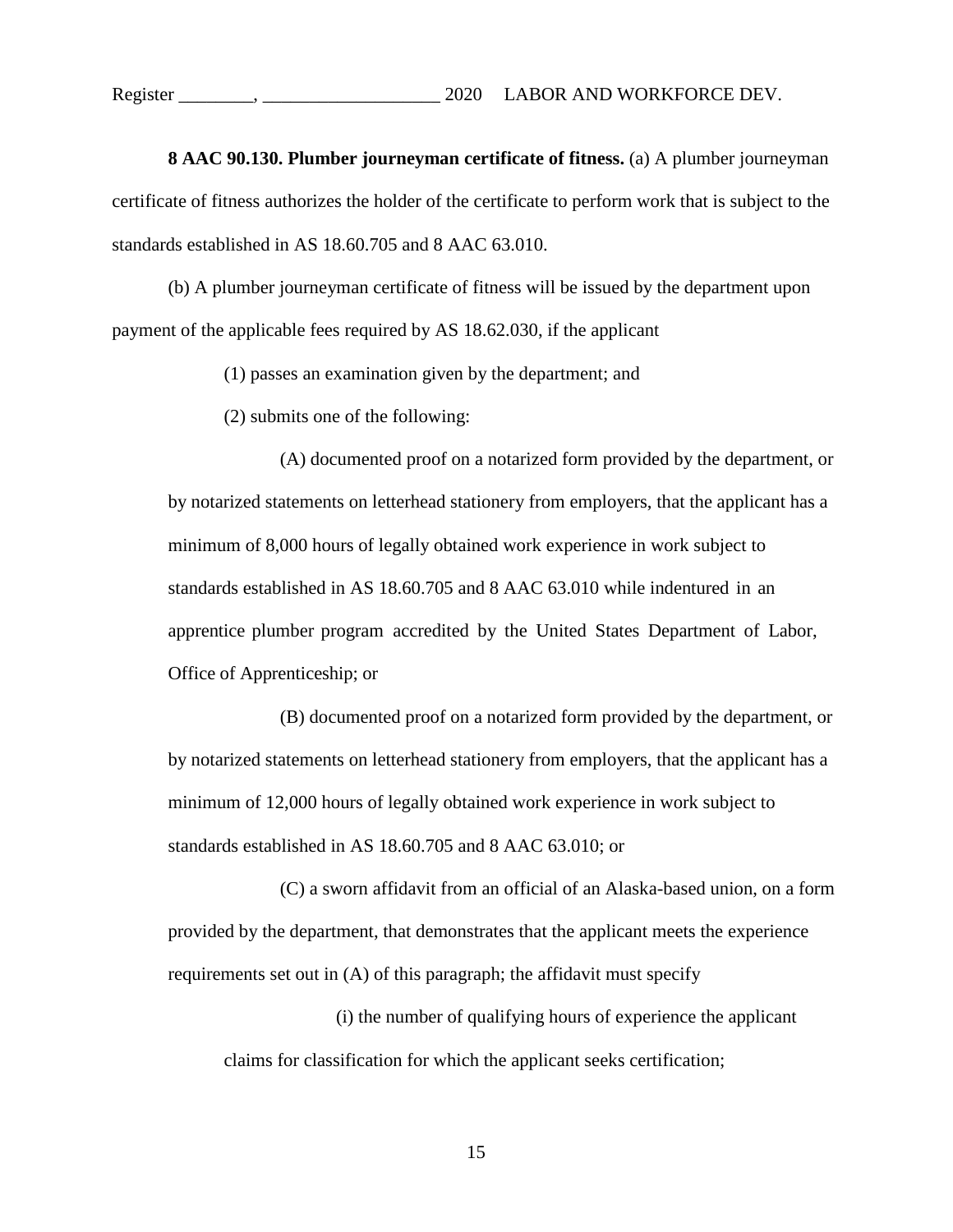**8 AAC 90.130. Plumber journeyman certificate of fitness.** (a) A plumber journeyman certificate of fitness authorizes the holder of the certificate to perform work that is subject to the standards established in AS 18.60.705 and 8 AAC 63.010.

(b) A plumber journeyman certificate of fitness will be issued by the department upon payment of the applicable fees required by AS 18.62.030, if the applicant

(1) passes an examination given by the department; and

(2) submits one of the following:

(A) documented proof on a notarized form provided by the department, or by notarized statements on letterhead stationery from employers, that the applicant has a minimum of 8,000 hours of legally obtained work experience in work subject to standards established in AS 18.60.705 and 8 AAC 63.010 while indentured in an apprentice plumber program accredited by the United States Department of Labor, Office of Apprenticeship; or

(B) documented proof on a notarized form provided by the department, or by notarized statements on letterhead stationery from employers, that the applicant has a minimum of 12,000 hours of legally obtained work experience in work subject to standards established in AS 18.60.705 and 8 AAC 63.010; or

(C) a sworn affidavit from an official of an Alaska-based union, on a form provided by the department, that demonstrates that the applicant meets the experience requirements set out in (A) of this paragraph; the affidavit must specify

(i) the number of qualifying hours of experience the applicant claims for classification for which the applicant seeks certification;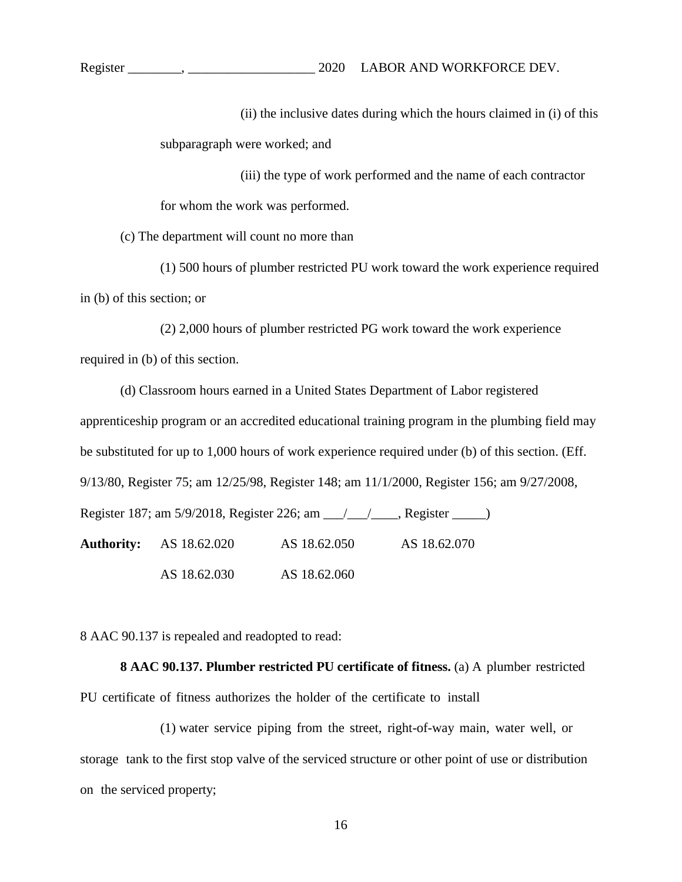(ii) the inclusive dates during which the hours claimed in (i) of this subparagraph were worked; and

(iii) the type of work performed and the name of each contractor for whom the work was performed.

(c) The department will count no more than

(1) 500 hours of plumber restricted PU work toward the work experience required in (b) of this section; or

(2) 2,000 hours of plumber restricted PG work toward the work experience required in (b) of this section.

(d) Classroom hours earned in a United States Department of Labor registered apprenticeship program or an accredited educational training program in the plumbing field may be substituted for up to 1,000 hours of work experience required under (b) of this section. (Eff. 9/13/80, Register 75; am 12/25/98, Register 148; am 11/1/2000, Register 156; am 9/27/2008, Register 187; am 5/9/2018, Register 226; am ___/___/____, Register _____)

**Authority:** AS 18.62.020 AS 18.62.050 AS 18.62.070
AS 18.62.030 AS 18.62.060

8 AAC 90.137 is repealed and readopted to read:

**8 AAC 90.137. Plumber restricted PU certificate of fitness.** (a) A plumber restricted PU certificate of fitness authorizes the holder of the certificate to install

(1) water service piping from the street, right-of-way main, water well, or storage tank to the first stop valve of the serviced structure or other point of use or distribution on the serviced property;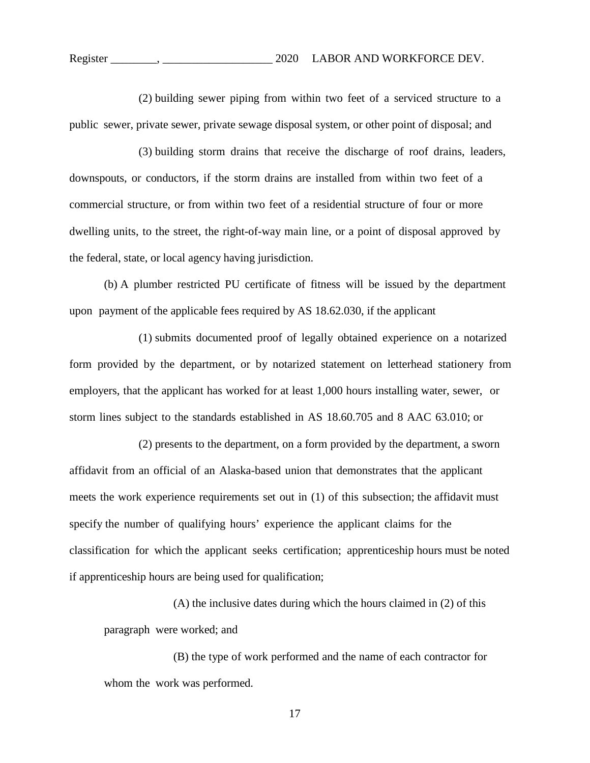(2) building sewer piping from within two feet of a serviced structure to a public sewer, private sewer, private sewage disposal system, or other point of disposal; and

(3) building storm drains that receive the discharge of roof drains, leaders, downspouts, or conductors, if the storm drains are installed from within two feet of a commercial structure, or from within two feet of a residential structure of four or more dwelling units, to the street, the right-of-way main line, or a point of disposal approved by the federal, state, or local agency having jurisdiction.

(b) A plumber restricted PU certificate of fitness will be issued by the department upon payment of the applicable fees required by AS 18.62.030, if the applicant

(1) submits documented proof of legally obtained experience on a notarized form provided by the department, or by notarized statement on letterhead stationery from employers, that the applicant has worked for at least 1,000 hours installing water, sewer, or storm lines subject to the standards established in AS 18.60.705 and 8 AAC 63.010; or

(2) presents to the department, on a form provided by the department, a sworn affidavit from an official of an Alaska-based union that demonstrates that the applicant meets the work experience requirements set out in (1) of this subsection; the affidavit must specify the number of qualifying hours' experience the applicant claims for the classification for which the applicant seeks certification; apprenticeship hours must be noted if apprenticeship hours are being used for qualification;

(A) the inclusive dates during which the hours claimed in (2) of this paragraph were worked; and

(B) the type of work performed and the name of each contractor for whom the work was performed.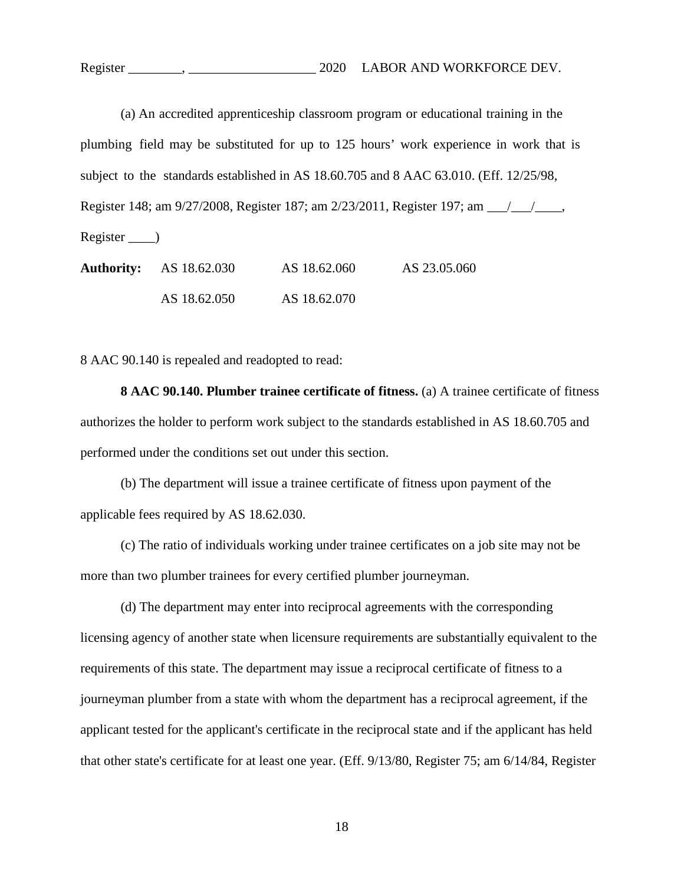(a) An accredited apprenticeship classroom program or educational training in the plumbing field may be substituted for up to 125 hours' work experience in work that is subject to the standards established in AS 18.60.705 and 8 AAC 63.010. (Eff. 12/25/98, Register 148; am 9/27/2008, Register 187; am 2/23/2011, Register 197; am ___/___/____, Register ____)

| **Authority:** | AS 18.62.030 | AS 18.62.060 | AS 23.05.060 |
|---|---|---|---|
| | AS 18.62.050 | AS 18.62.070 | |

8 AAC 90.140 is repealed and readopted to read:

**8 AAC 90.140. Plumber trainee certificate of fitness.** (a) A trainee certificate of fitness authorizes the holder to perform work subject to the standards established in AS 18.60.705 and performed under the conditions set out under this section.

(b) The department will issue a trainee certificate of fitness upon payment of the applicable fees required by AS 18.62.030.

(c) The ratio of individuals working under trainee certificates on a job site may not be more than two plumber trainees for every certified plumber journeyman.

(d) The department may enter into reciprocal agreements with the corresponding licensing agency of another state when licensure requirements are substantially equivalent to the requirements of this state. The department may issue a reciprocal certificate of fitness to a journeyman plumber from a state with whom the department has a reciprocal agreement, if the applicant tested for the applicant's certificate in the reciprocal state and if the applicant has held that other state's certificate for at least one year. (Eff. 9/13/80, Register 75; am 6/14/84, Register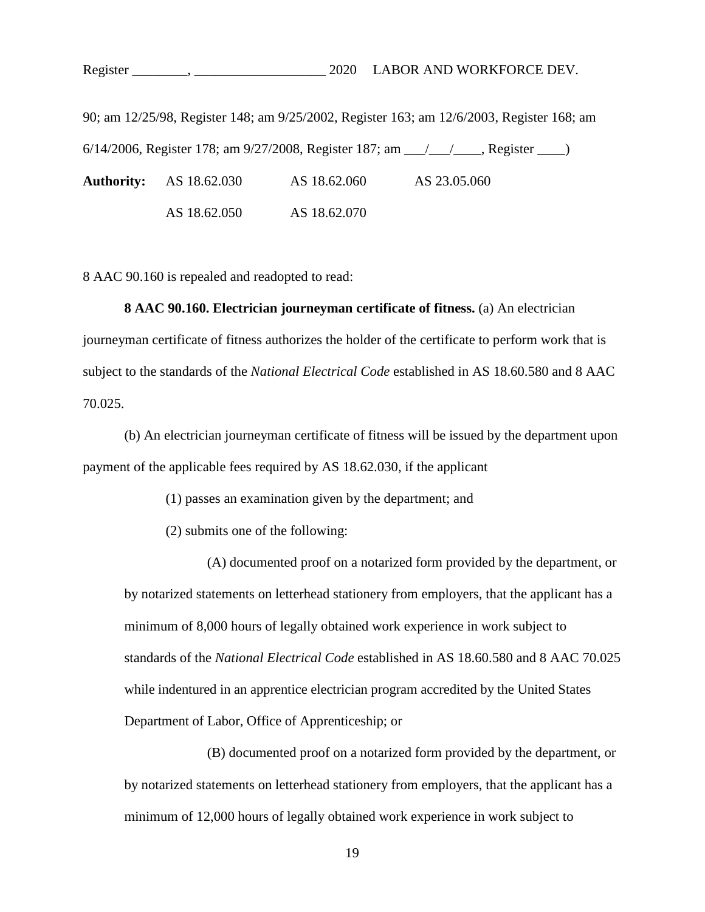90; am 12/25/98, Register 148; am 9/25/2002, Register 163; am 12/6/2003, Register 168; am 6/14/2006, Register 178; am 9/27/2008, Register 187; am ___/___/____, Register ____)

**Authority:** AS 18.62.030 AS 18.62.060 AS 23.05.060

AS 18.62.050 AS 18.62.070

8 AAC 90.160 is repealed and readopted to read:

**8 AAC 90.160. Electrician journeyman certificate of fitness.** (a) An electrician journeyman certificate of fitness authorizes the holder of the certificate to perform work that is subject to the standards of the *National Electrical Code* established in AS 18.60.580 and 8 AAC 70.025.

(b) An electrician journeyman certificate of fitness will be issued by the department upon payment of the applicable fees required by AS 18.62.030, if the applicant

(1) passes an examination given by the department; and

(2) submits one of the following:

(A) documented proof on a notarized form provided by the department, or by notarized statements on letterhead stationery from employers, that the applicant has a minimum of 8,000 hours of legally obtained work experience in work subject to standards of the *National Electrical Code* established in AS 18.60.580 and 8 AAC 70.025 while indentured in an apprentice electrician program accredited by the United States Department of Labor, Office of Apprenticeship; or

(B) documented proof on a notarized form provided by the department, or by notarized statements on letterhead stationery from employers, that the applicant has a minimum of 12,000 hours of legally obtained work experience in work subject to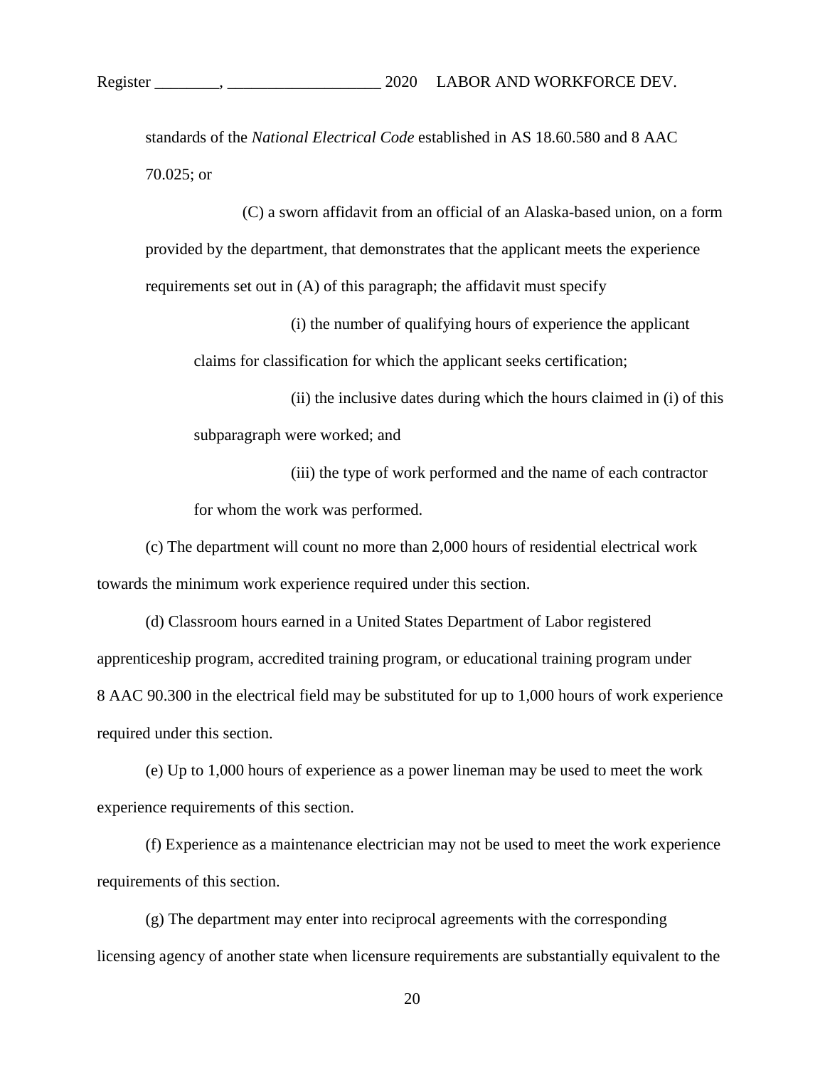standards of the *National Electrical Code* established in AS 18.60.580 and 8 AAC 70.025; or

(C) a sworn affidavit from an official of an Alaska-based union, on a form provided by the department, that demonstrates that the applicant meets the experience requirements set out in (A) of this paragraph; the affidavit must specify

(i) the number of qualifying hours of experience the applicant claims for classification for which the applicant seeks certification;

(ii) the inclusive dates during which the hours claimed in (i) of this subparagraph were worked; and

(iii) the type of work performed and the name of each contractor for whom the work was performed.

(c) The department will count no more than 2,000 hours of residential electrical work towards the minimum work experience required under this section.

(d) Classroom hours earned in a United States Department of Labor registered apprenticeship program, accredited training program, or educational training program under 8 AAC 90.300 in the electrical field may be substituted for up to 1,000 hours of work experience required under this section.

(e) Up to 1,000 hours of experience as a power lineman may be used to meet the work experience requirements of this section.

(f) Experience as a maintenance electrician may not be used to meet the work experience requirements of this section.

(g) The department may enter into reciprocal agreements with the corresponding licensing agency of another state when licensure requirements are substantially equivalent to the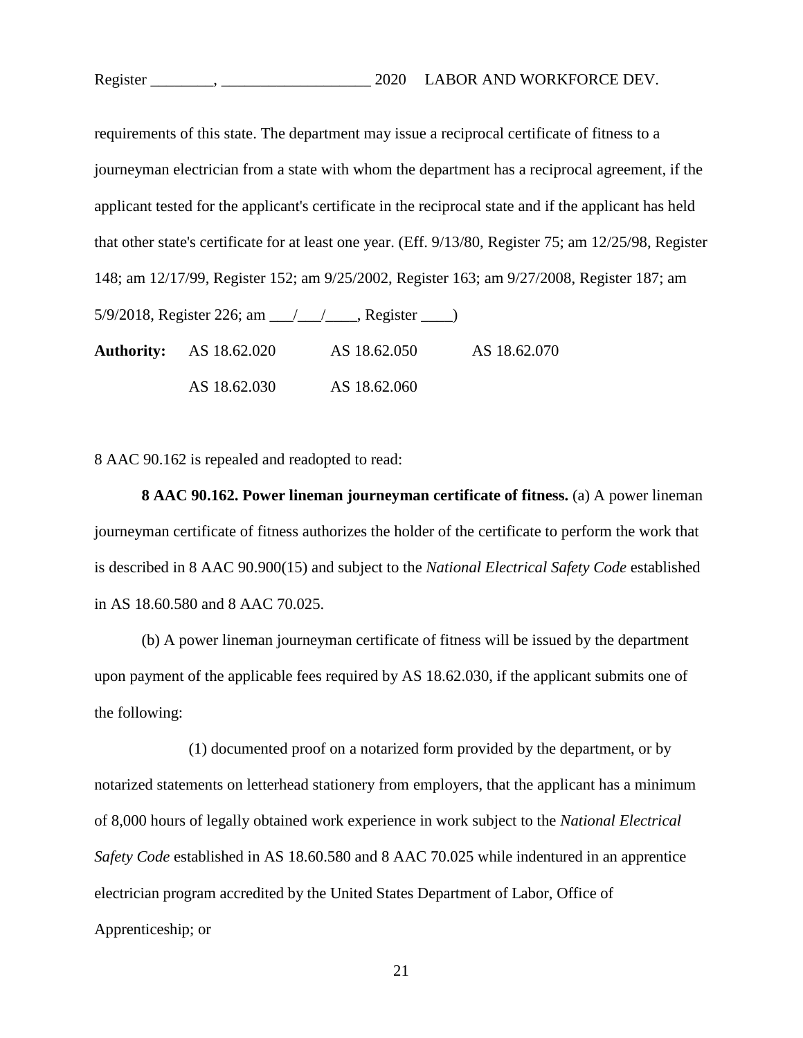requirements of this state. The department may issue a reciprocal certificate of fitness to a journeyman electrician from a state with whom the department has a reciprocal agreement, if the applicant tested for the applicant's certificate in the reciprocal state and if the applicant has held that other state's certificate for at least one year. (Eff. 9/13/80, Register 75; am 12/25/98, Register 148; am 12/17/99, Register 152; am 9/25/2002, Register 163; am 9/27/2008, Register 187; am 5/9/2018, Register 226; am ___/___/____, Register ____)

| **Authority:** | AS 18.62.020 | AS 18.62.050 | AS 18.62.070 |
|---|---|---|---|
| | AS 18.62.030 | AS 18.62.060 | |

8 AAC 90.162 is repealed and readopted to read:

**8 AAC 90.162. Power lineman journeyman certificate of fitness.** (a) A power lineman journeyman certificate of fitness authorizes the holder of the certificate to perform the work that is described in 8 AAC 90.900(15) and subject to the *National Electrical Safety Code* established in AS 18.60.580 and 8 AAC 70.025.

(b) A power lineman journeyman certificate of fitness will be issued by the department upon payment of the applicable fees required by AS 18.62.030, if the applicant submits one of the following:

(1) documented proof on a notarized form provided by the department, or by notarized statements on letterhead stationery from employers, that the applicant has a minimum of 8,000 hours of legally obtained work experience in work subject to the *National Electrical Safety Code* established in AS 18.60.580 and 8 AAC 70.025 while indentured in an apprentice electrician program accredited by the United States Department of Labor, Office of Apprenticeship; or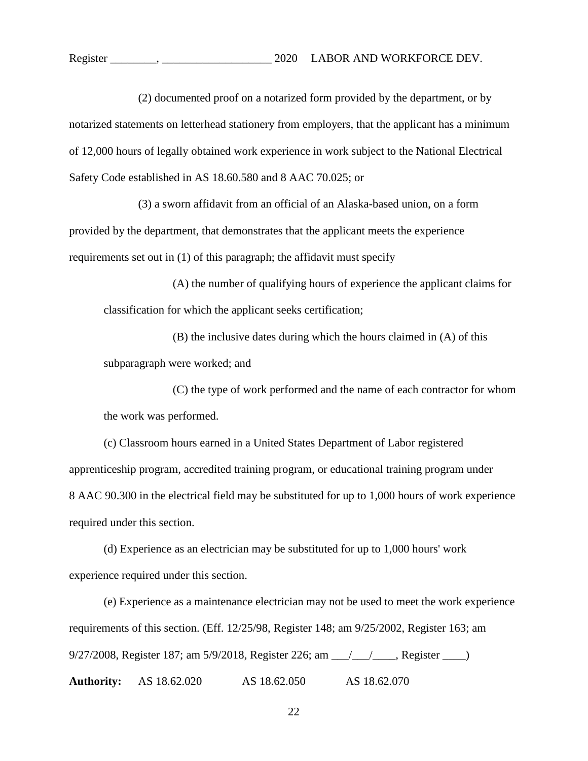(2) documented proof on a notarized form provided by the department, or by notarized statements on letterhead stationery from employers, that the applicant has a minimum of 12,000 hours of legally obtained work experience in work subject to the National Electrical Safety Code established in AS 18.60.580 and 8 AAC 70.025; or

(3) a sworn affidavit from an official of an Alaska-based union, on a form provided by the department, that demonstrates that the applicant meets the experience requirements set out in (1) of this paragraph; the affidavit must specify

(A) the number of qualifying hours of experience the applicant claims for classification for which the applicant seeks certification;

(B) the inclusive dates during which the hours claimed in (A) of this subparagraph were worked; and

(C) the type of work performed and the name of each contractor for whom the work was performed.

(c) Classroom hours earned in a United States Department of Labor registered apprenticeship program, accredited training program, or educational training program under 8 AAC 90.300 in the electrical field may be substituted for up to 1,000 hours of work experience required under this section.

(d) Experience as an electrician may be substituted for up to 1,000 hours' work experience required under this section.

(e) Experience as a maintenance electrician may not be used to meet the work experience requirements of this section. (Eff. 12/25/98, Register 148; am 9/25/2002, Register 163; am 9/27/2008, Register 187; am 5/9/2018, Register 226; am ___/___/____, Register ____)

**Authority:** AS 18.62.020 AS 18.62.050 AS 18.62.070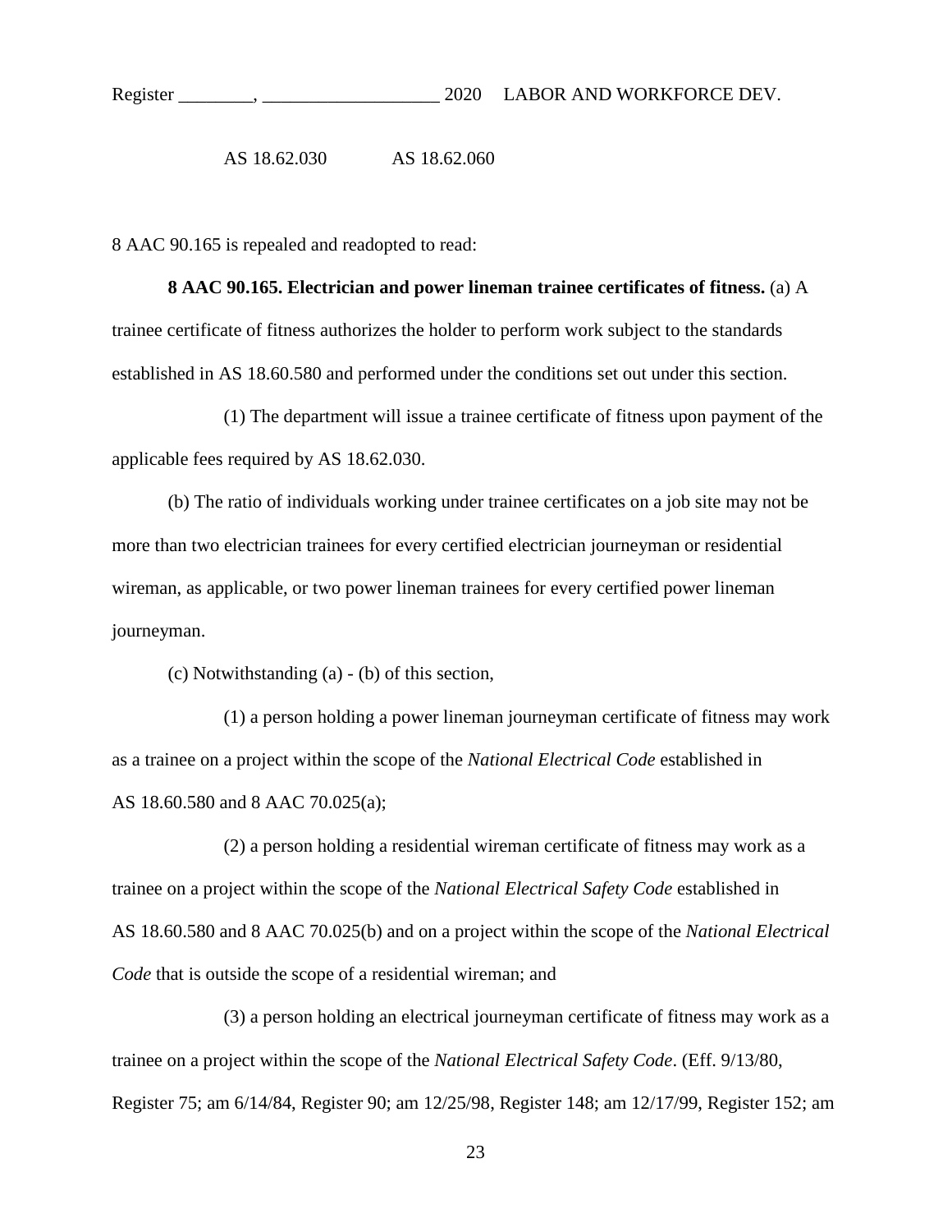AS 18.62.030 AS 18.62.060

8 AAC 90.165 is repealed and readopted to read:

**8 AAC 90.165. Electrician and power lineman trainee certificates of fitness.** (a) A trainee certificate of fitness authorizes the holder to perform work subject to the standards established in AS 18.60.580 and performed under the conditions set out under this section.

(1) The department will issue a trainee certificate of fitness upon payment of the applicable fees required by AS 18.62.030.

(b) The ratio of individuals working under trainee certificates on a job site may not be more than two electrician trainees for every certified electrician journeyman or residential wireman, as applicable, or two power lineman trainees for every certified power lineman journeyman.

(c) Notwithstanding (a) - (b) of this section,

(1) a person holding a power lineman journeyman certificate of fitness may work as a trainee on a project within the scope of the *National Electrical Code* established in AS 18.60.580 and 8 AAC 70.025(a);

(2) a person holding a residential wireman certificate of fitness may work as a trainee on a project within the scope of the *National Electrical Safety Code* established in AS 18.60.580 and 8 AAC 70.025(b) and on a project within the scope of the *National Electrical Code* that is outside the scope of a residential wireman; and

(3) a person holding an electrical journeyman certificate of fitness may work as a trainee on a project within the scope of the *National Electrical Safety Code*. (Eff. 9/13/80, Register 75; am 6/14/84, Register 90; am 12/25/98, Register 148; am 12/17/99, Register 152; am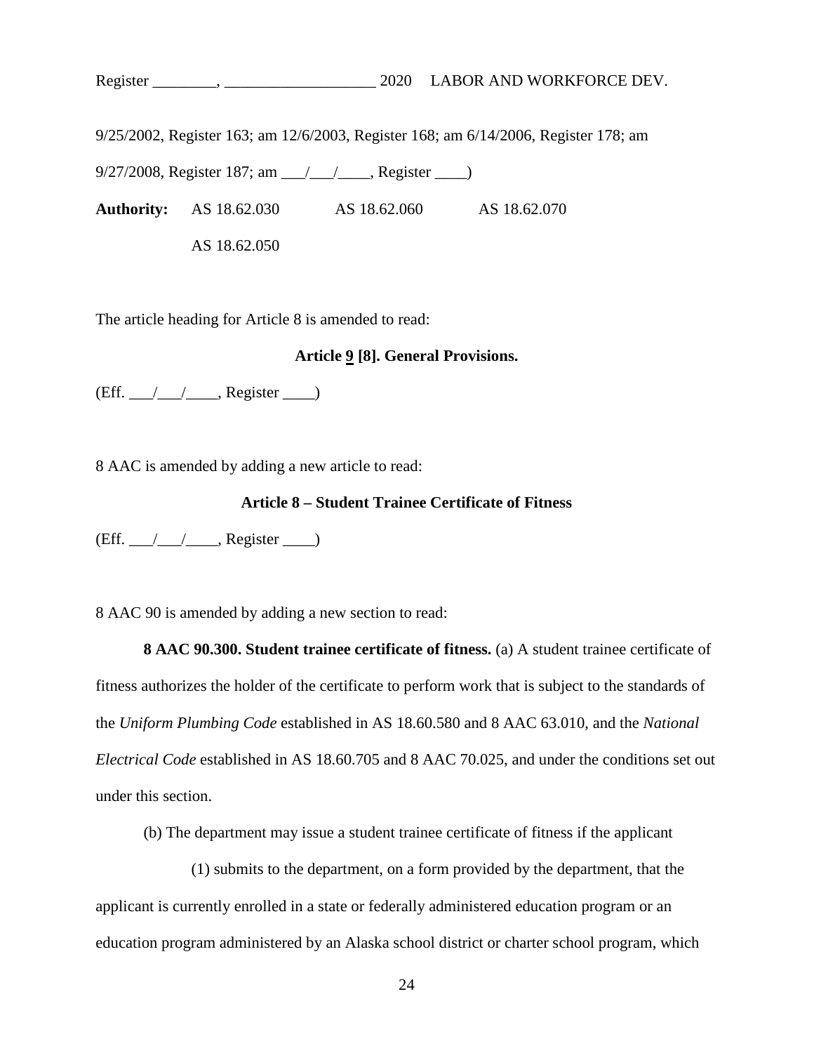9/25/2002, Register 163; am 12/6/2003, Register 168; am 6/14/2006, Register 178; am 9/27/2008, Register 187; am ___/___/____, Register ____)

**Authority:** AS 18.62.030 AS 18.62.060 AS 18.62.070
AS 18.62.050

The article heading for Article 8 is amended to read:

**Article <u>9</u> [8]. General Provisions.**

(Eff. ___/___/____, Register ____)

8 AAC is amended by adding a new article to read:

**Article 8 – Student Trainee Certificate of Fitness**

(Eff. ___/___/____, Register ____)

8 AAC 90 is amended by adding a new section to read:

**8 AAC 90.300. Student trainee certificate of fitness.** (a) A student trainee certificate of fitness authorizes the holder of the certificate to perform work that is subject to the standards of the *Uniform Plumbing Code* established in AS 18.60.580 and 8 AAC 63.010, and the *National Electrical Code* established in AS 18.60.705 and 8 AAC 70.025, and under the conditions set out under this section.

(b) The department may issue a student trainee certificate of fitness if the applicant

(1) submits to the department, on a form provided by the department, that the applicant is currently enrolled in a state or federally administered education program or an education program administered by an Alaska school district or charter school program, which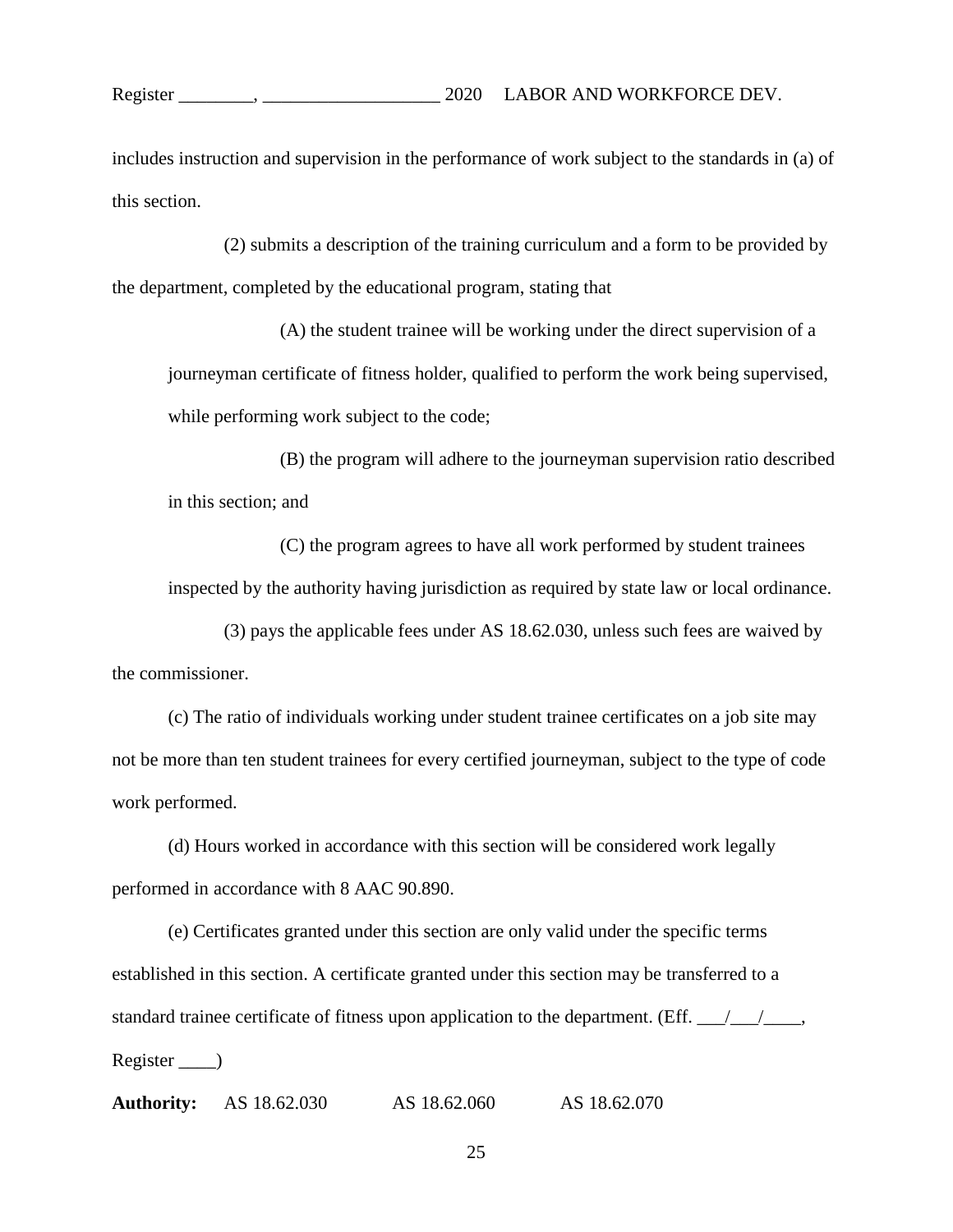includes instruction and supervision in the performance of work subject to the standards in (a) of this section.

(2) submits a description of the training curriculum and a form to be provided by the department, completed by the educational program, stating that

(A) the student trainee will be working under the direct supervision of a journeyman certificate of fitness holder, qualified to perform the work being supervised, while performing work subject to the code;

(B) the program will adhere to the journeyman supervision ratio described in this section; and

(C) the program agrees to have all work performed by student trainees inspected by the authority having jurisdiction as required by state law or local ordinance.

(3) pays the applicable fees under AS 18.62.030, unless such fees are waived by the commissioner.

(c) The ratio of individuals working under student trainee certificates on a job site may not be more than ten student trainees for every certified journeyman, subject to the type of code work performed.

(d) Hours worked in accordance with this section will be considered work legally performed in accordance with 8 AAC 90.890.

(e) Certificates granted under this section are only valid under the specific terms established in this section. A certificate granted under this section may be transferred to a standard trainee certificate of fitness upon application to the department. (Eff. ___/___/____, Register ____)

**Authority:** AS 18.62.030 AS 18.62.060 AS 18.62.070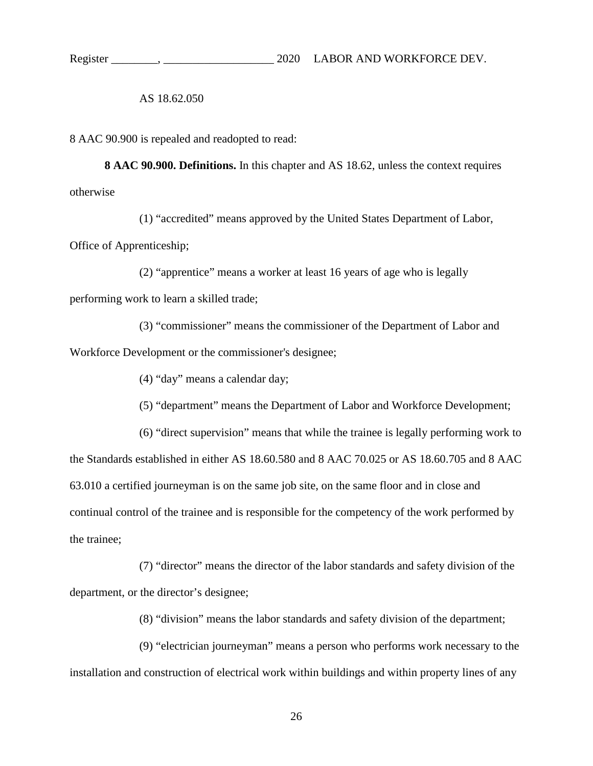AS 18.62.050

8 AAC 90.900 is repealed and readopted to read:

**8 AAC 90.900. Definitions.** In this chapter and AS 18.62, unless the context requires otherwise

(1) "accredited" means approved by the United States Department of Labor, Office of Apprenticeship;

(2) "apprentice" means a worker at least 16 years of age who is legally performing work to learn a skilled trade;

(3) "commissioner" means the commissioner of the Department of Labor and Workforce Development or the commissioner's designee;

(4) "day" means a calendar day;

(5) "department" means the Department of Labor and Workforce Development;

(6) "direct supervision" means that while the trainee is legally performing work to the Standards established in either AS 18.60.580 and 8 AAC 70.025 or AS 18.60.705 and 8 AAC 63.010 a certified journeyman is on the same job site, on the same floor and in close and continual control of the trainee and is responsible for the competency of the work performed by the trainee;

(7) "director" means the director of the labor standards and safety division of the department, or the director's designee;

(8) "division" means the labor standards and safety division of the department;

(9) "electrician journeyman" means a person who performs work necessary to the installation and construction of electrical work within buildings and within property lines of any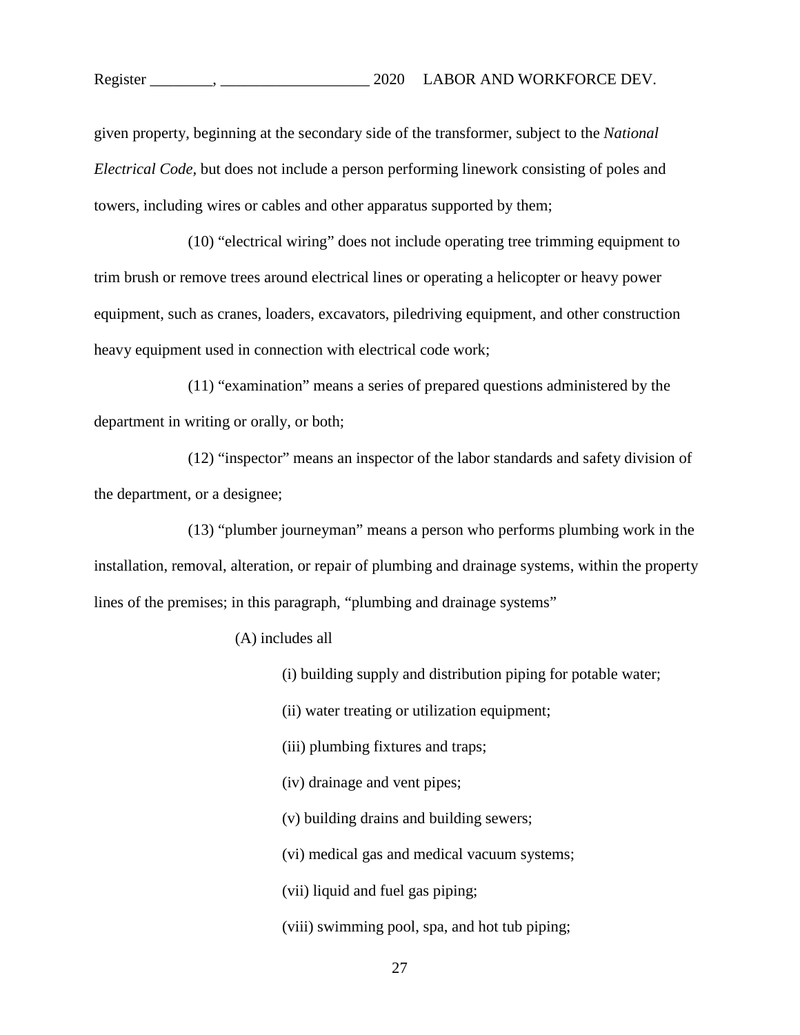given property, beginning at the secondary side of the transformer, subject to the *National Electrical Code*, but does not include a person performing linework consisting of poles and towers, including wires or cables and other apparatus supported by them;

(10) "electrical wiring" does not include operating tree trimming equipment to trim brush or remove trees around electrical lines or operating a helicopter or heavy power equipment, such as cranes, loaders, excavators, piledriving equipment, and other construction heavy equipment used in connection with electrical code work;

(11) "examination" means a series of prepared questions administered by the department in writing or orally, or both;

(12) "inspector" means an inspector of the labor standards and safety division of the department, or a designee;

(13) "plumber journeyman" means a person who performs plumbing work in the installation, removal, alteration, or repair of plumbing and drainage systems, within the property lines of the premises; in this paragraph, "plumbing and drainage systems"

(A) includes all

(i) building supply and distribution piping for potable water;

(ii) water treating or utilization equipment;

(iii) plumbing fixtures and traps;

(iv) drainage and vent pipes;

(v) building drains and building sewers;

(vi) medical gas and medical vacuum systems;

(vii) liquid and fuel gas piping;

(viii) swimming pool, spa, and hot tub piping;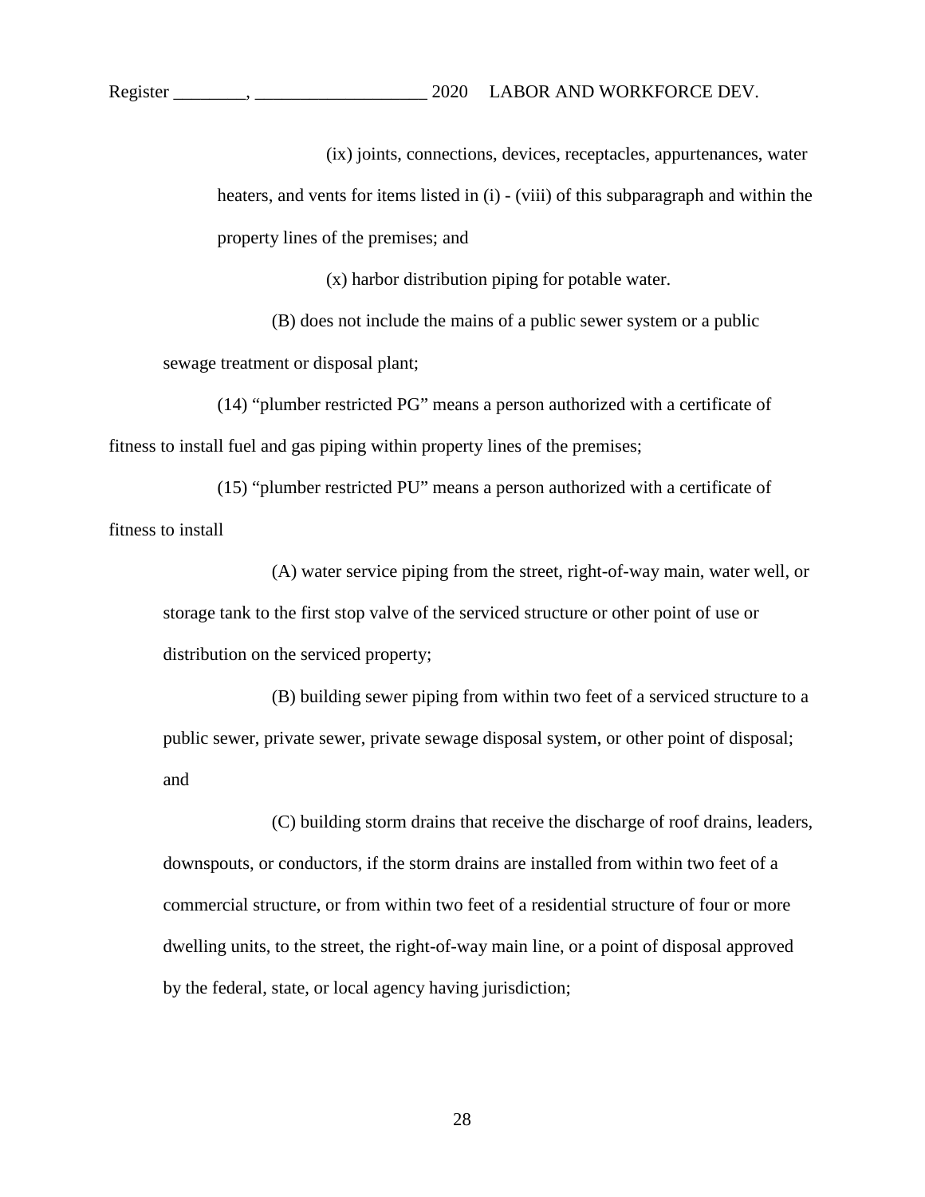(ix) joints, connections, devices, receptacles, appurtenances, water heaters, and vents for items listed in (i) - (viii) of this subparagraph and within the property lines of the premises; and

(x) harbor distribution piping for potable water.

(B) does not include the mains of a public sewer system or a public sewage treatment or disposal plant;

(14) "plumber restricted PG" means a person authorized with a certificate of fitness to install fuel and gas piping within property lines of the premises;

(15) "plumber restricted PU" means a person authorized with a certificate of fitness to install

(A) water service piping from the street, right-of-way main, water well, or storage tank to the first stop valve of the serviced structure or other point of use or distribution on the serviced property;

(B) building sewer piping from within two feet of a serviced structure to a public sewer, private sewer, private sewage disposal system, or other point of disposal; and

(C) building storm drains that receive the discharge of roof drains, leaders, downspouts, or conductors, if the storm drains are installed from within two feet of a commercial structure, or from within two feet of a residential structure of four or more dwelling units, to the street, the right-of-way main line, or a point of disposal approved by the federal, state, or local agency having jurisdiction;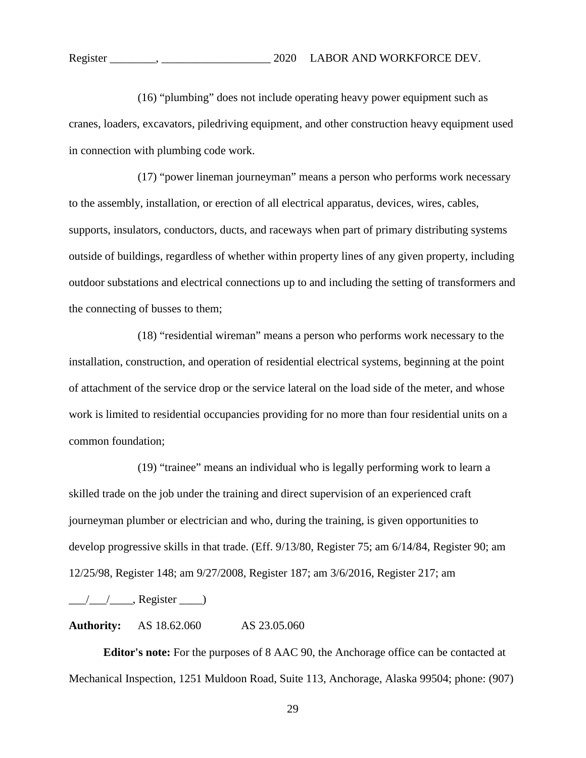(16) "plumbing" does not include operating heavy power equipment such as cranes, loaders, excavators, piledriving equipment, and other construction heavy equipment used in connection with plumbing code work.

(17) "power lineman journeyman" means a person who performs work necessary to the assembly, installation, or erection of all electrical apparatus, devices, wires, cables, supports, insulators, conductors, ducts, and raceways when part of primary distributing systems outside of buildings, regardless of whether within property lines of any given property, including outdoor substations and electrical connections up to and including the setting of transformers and the connecting of busses to them;

(18) "residential wireman" means a person who performs work necessary to the installation, construction, and operation of residential electrical systems, beginning at the point of attachment of the service drop or the service lateral on the load side of the meter, and whose work is limited to residential occupancies providing for no more than four residential units on a common foundation;

(19) "trainee" means an individual who is legally performing work to learn a skilled trade on the job under the training and direct supervision of an experienced craft journeyman plumber or electrician and who, during the training, is given opportunities to develop progressive skills in that trade. (Eff. 9/13/80, Register 75; am 6/14/84, Register 90; am 12/25/98, Register 148; am 9/27/2008, Register 187; am 3/6/2016, Register 217; am ___/___/____, Register ____)

**Authority:** AS 18.62.060 AS 23.05.060

**Editor's note:** For the purposes of 8 AAC 90, the Anchorage office can be contacted at Mechanical Inspection, 1251 Muldoon Road, Suite 113, Anchorage, Alaska 99504; phone: (907)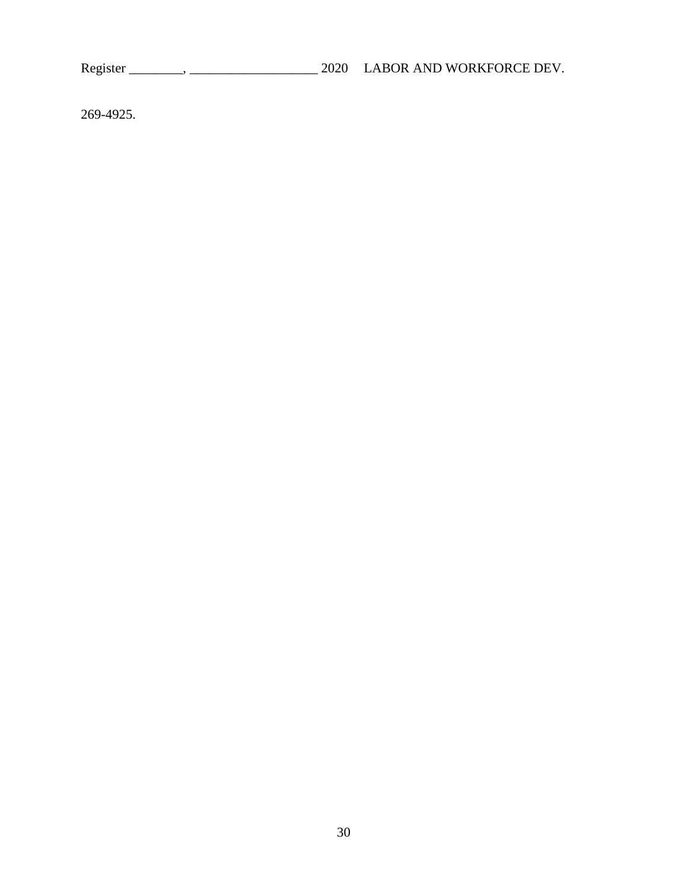269-4925.